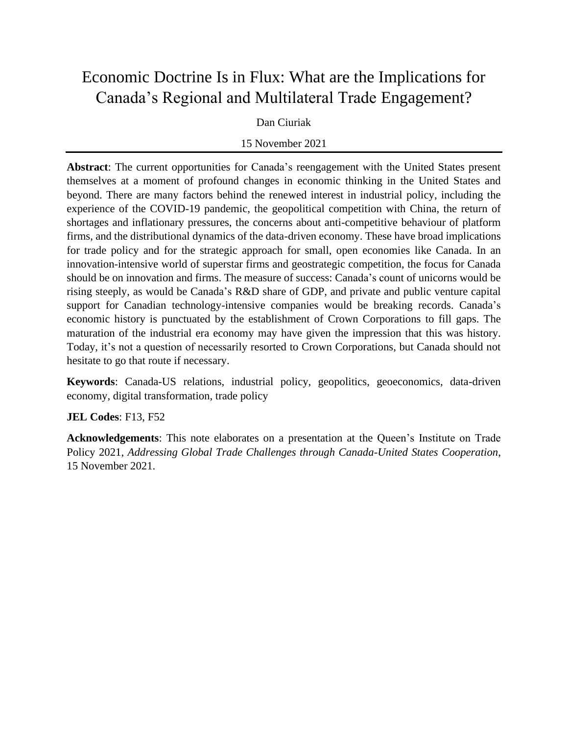# Economic Doctrine Is in Flux: What are the Implications for Canada's Regional and Multilateral Trade Engagement?

Dan Ciuriak

15 November 2021

---

**Abstract**: The current opportunities for Canada's reengagement with the United States present themselves at a moment of profound changes in economic thinking in the United States and beyond. There are many factors behind the renewed interest in industrial policy, including the experience of the COVID-19 pandemic, the geopolitical competition with China, the return of shortages and inflationary pressures, the concerns about anti-competitive behaviour of platform firms, and the distributional dynamics of the data-driven economy. These have broad implications for trade policy and for the strategic approach for small, open economies like Canada. In an innovation-intensive world of superstar firms and geostrategic competition, the focus for Canada should be on innovation and firms. The measure of success: Canada's count of unicorns would be rising steeply, as would be Canada's R&D share of GDP, and private and public venture capital support for Canadian technology-intensive companies would be breaking records. Canada's economic history is punctuated by the establishment of Crown Corporations to fill gaps. The maturation of the industrial era economy may have given the impression that this was history. Today, it's not a question of necessarily resorted to Crown Corporations, but Canada should not hesitate to go that route if necessary.

**Keywords**: Canada-US relations, industrial policy, geopolitics, geoeconomics, data-driven economy, digital transformation, trade policy

**JEL Codes**: F13, F52

**Acknowledgements**: This note elaborates on a presentation at the Queen's Institute on Trade Policy 2021, *Addressing Global Trade Challenges through Canada-United States Cooperation*, 15 November 2021.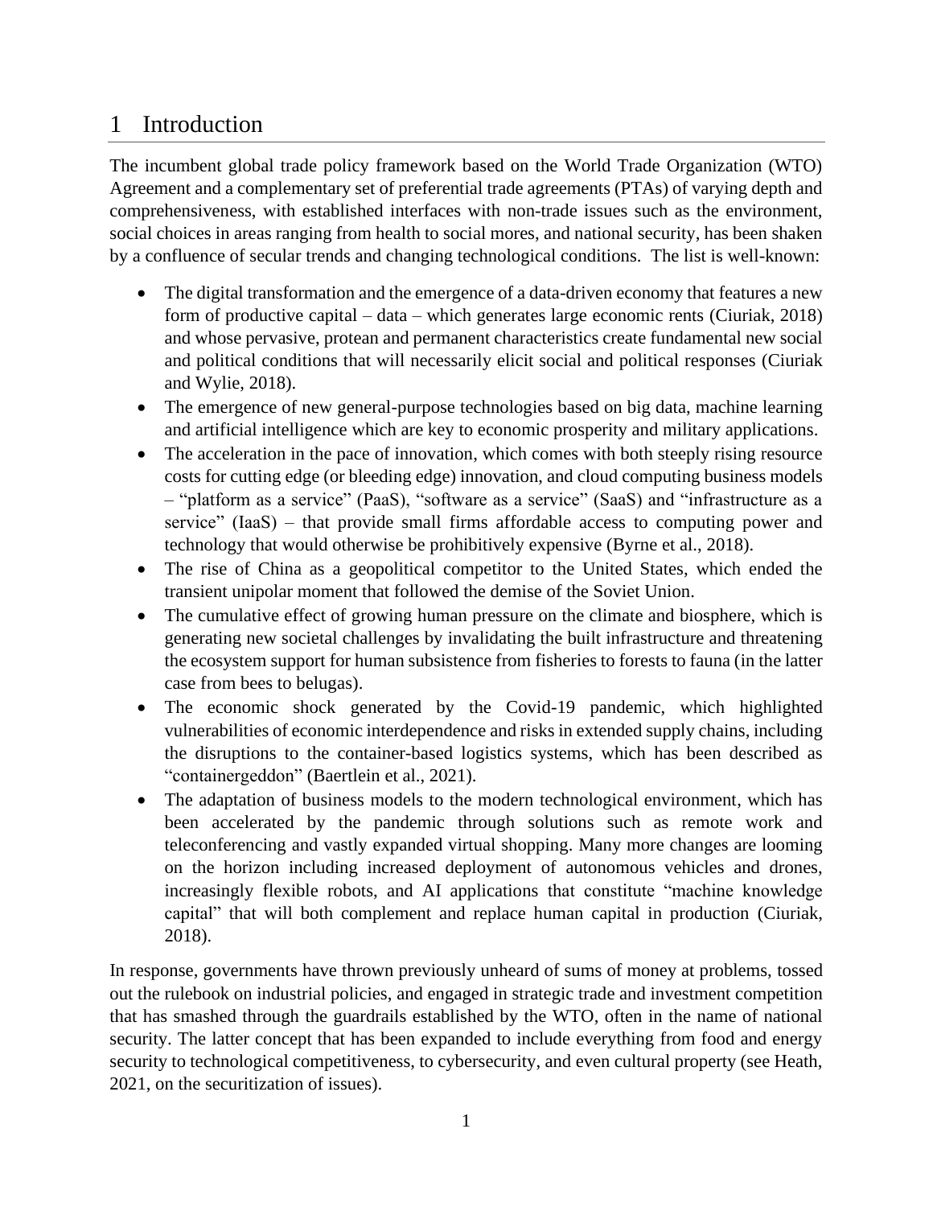# 1 Introduction

The incumbent global trade policy framework based on the World Trade Organization (WTO) Agreement and a complementary set of preferential trade agreements (PTAs) of varying depth and comprehensiveness, with established interfaces with non-trade issues such as the environment, social choices in areas ranging from health to social mores, and national security, has been shaken by a confluence of secular trends and changing technological conditions. The list is well-known:

- The digital transformation and the emergence of a data-driven economy that features a new form of productive capital – data – which generates large economic rents (Ciuriak, 2018) and whose pervasive, protean and permanent characteristics create fundamental new social and political conditions that will necessarily elicit social and political responses (Ciuriak and Wylie, 2018).
- The emergence of new general-purpose technologies based on big data, machine learning and artificial intelligence which are key to economic prosperity and military applications.
- The acceleration in the pace of innovation, which comes with both steeply rising resource costs for cutting edge (or bleeding edge) innovation, and cloud computing business models – "platform as a service" (PaaS), "software as a service" (SaaS) and "infrastructure as a service" (IaaS) – that provide small firms affordable access to computing power and technology that would otherwise be prohibitively expensive (Byrne et al., 2018).
- The rise of China as a geopolitical competitor to the United States, which ended the transient unipolar moment that followed the demise of the Soviet Union.
- The cumulative effect of growing human pressure on the climate and biosphere, which is generating new societal challenges by invalidating the built infrastructure and threatening the ecosystem support for human subsistence from fisheries to forests to fauna (in the latter case from bees to belugas).
- The economic shock generated by the Covid-19 pandemic, which highlighted vulnerabilities of economic interdependence and risks in extended supply chains, including the disruptions to the container-based logistics systems, which has been described as "containergeddon" (Baertlein et al., 2021).
- The adaptation of business models to the modern technological environment, which has been accelerated by the pandemic through solutions such as remote work and teleconferencing and vastly expanded virtual shopping. Many more changes are looming on the horizon including increased deployment of autonomous vehicles and drones, increasingly flexible robots, and AI applications that constitute "machine knowledge capital" that will both complement and replace human capital in production (Ciuriak, 2018).

In response, governments have thrown previously unheard of sums of money at problems, tossed out the rulebook on industrial policies, and engaged in strategic trade and investment competition that has smashed through the guardrails established by the WTO, often in the name of national security. The latter concept that has been expanded to include everything from food and energy security to technological competitiveness, to cybersecurity, and even cultural property (see Heath, 2021, on the securitization of issues).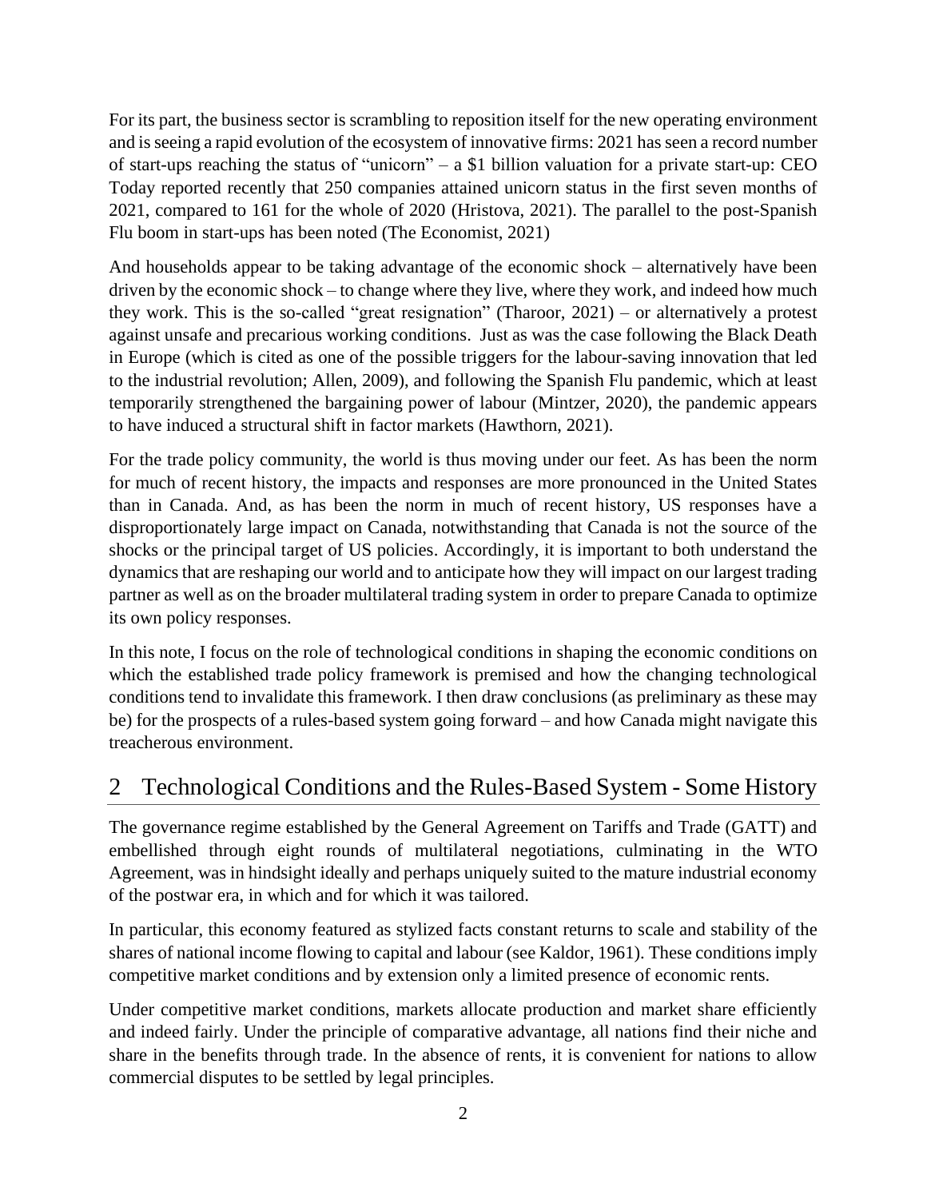For its part, the business sector is scrambling to reposition itself for the new operating environment and is seeing a rapid evolution of the ecosystem of innovative firms: 2021 has seen a record number of start-ups reaching the status of "unicorn" – a $1 billion valuation for a private start-up: CEO Today reported recently that 250 companies attained unicorn status in the first seven months of 2021, compared to 161 for the whole of 2020 (Hristova, 2021). The parallel to the post-Spanish Flu boom in start-ups has been noted (The Economist, 2021)

And households appear to be taking advantage of the economic shock – alternatively have been driven by the economic shock – to change where they live, where they work, and indeed how much they work. This is the so-called "great resignation" (Tharoor, 2021) – or alternatively a protest against unsafe and precarious working conditions. Just as was the case following the Black Death in Europe (which is cited as one of the possible triggers for the labour-saving innovation that led to the industrial revolution; Allen, 2009), and following the Spanish Flu pandemic, which at least temporarily strengthened the bargaining power of labour (Mintzer, 2020), the pandemic appears to have induced a structural shift in factor markets (Hawthorn, 2021).

For the trade policy community, the world is thus moving under our feet. As has been the norm for much of recent history, the impacts and responses are more pronounced in the United States than in Canada. And, as has been the norm in much of recent history, US responses have a disproportionately large impact on Canada, notwithstanding that Canada is not the source of the shocks or the principal target of US policies. Accordingly, it is important to both understand the dynamics that are reshaping our world and to anticipate how they will impact on our largest trading partner as well as on the broader multilateral trading system in order to prepare Canada to optimize its own policy responses.

In this note, I focus on the role of technological conditions in shaping the economic conditions on which the established trade policy framework is premised and how the changing technological conditions tend to invalidate this framework. I then draw conclusions (as preliminary as these may be) for the prospects of a rules-based system going forward – and how Canada might navigate this treacherous environment.

## 2 Technological Conditions and the Rules-Based System - Some History

The governance regime established by the General Agreement on Tariffs and Trade (GATT) and embellished through eight rounds of multilateral negotiations, culminating in the WTO Agreement, was in hindsight ideally and perhaps uniquely suited to the mature industrial economy of the postwar era, in which and for which it was tailored.

In particular, this economy featured as stylized facts constant returns to scale and stability of the shares of national income flowing to capital and labour (see Kaldor, 1961). These conditions imply competitive market conditions and by extension only a limited presence of economic rents.

Under competitive market conditions, markets allocate production and market share efficiently and indeed fairly. Under the principle of comparative advantage, all nations find their niche and share in the benefits through trade. In the absence of rents, it is convenient for nations to allow commercial disputes to be settled by legal principles.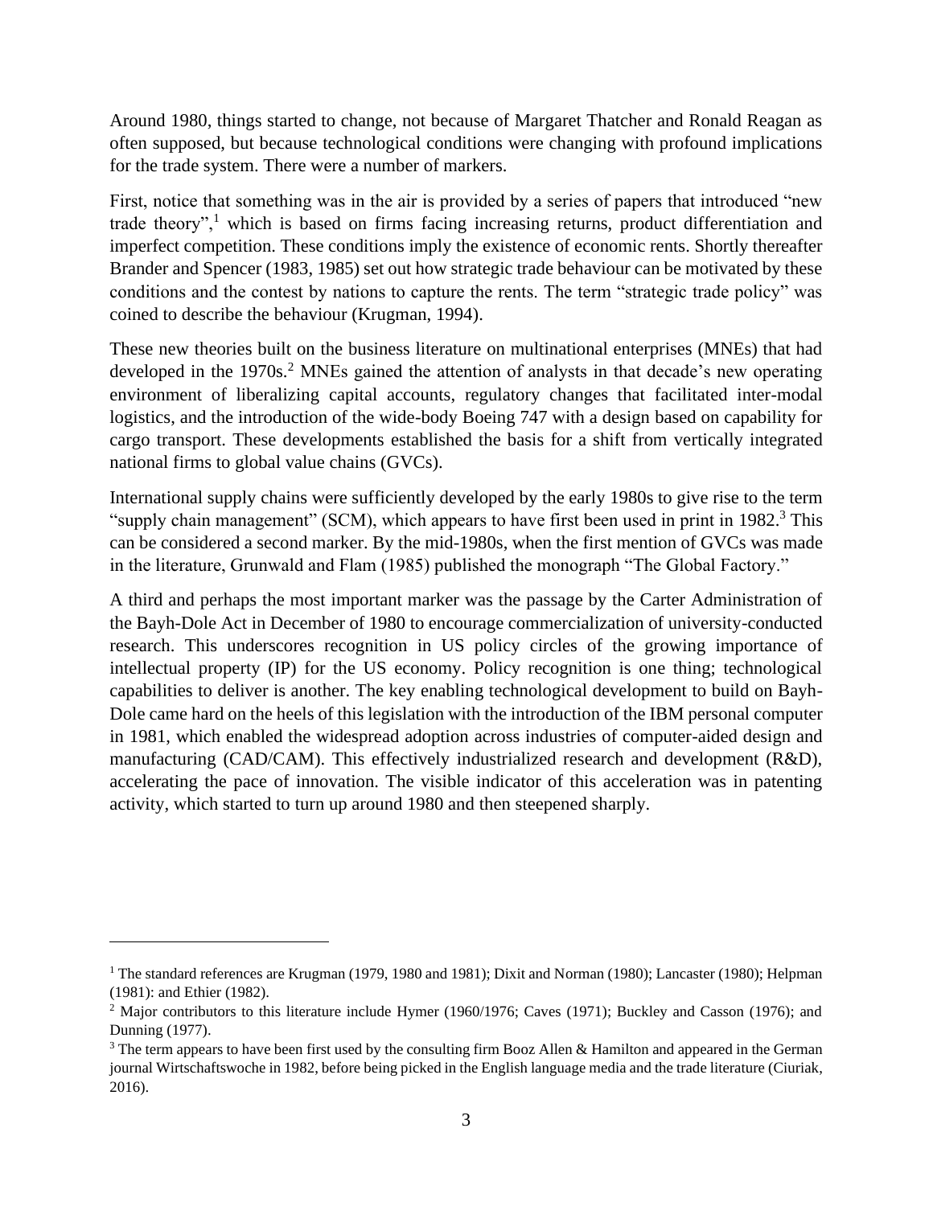Around 1980, things started to change, not because of Margaret Thatcher and Ronald Reagan as often supposed, but because technological conditions were changing with profound implications for the trade system. There were a number of markers.

First, notice that something was in the air is provided by a series of papers that introduced "new trade theory",[1] which is based on firms facing increasing returns, product differentiation and imperfect competition. These conditions imply the existence of economic rents. Shortly thereafter Brander and Spencer (1983, 1985) set out how strategic trade behaviour can be motivated by these conditions and the contest by nations to capture the rents. The term "strategic trade policy" was coined to describe the behaviour (Krugman, 1994).

These new theories built on the business literature on multinational enterprises (MNEs) that had developed in the 1970s.[2] MNEs gained the attention of analysts in that decade's new operating environment of liberalizing capital accounts, regulatory changes that facilitated inter-modal logistics, and the introduction of the wide-body Boeing 747 with a design based on capability for cargo transport. These developments established the basis for a shift from vertically integrated national firms to global value chains (GVCs).

International supply chains were sufficiently developed by the early 1980s to give rise to the term "supply chain management" (SCM), which appears to have first been used in print in 1982.[3] This can be considered a second marker. By the mid-1980s, when the first mention of GVCs was made in the literature, Grunwald and Flam (1985) published the monograph "The Global Factory."

A third and perhaps the most important marker was the passage by the Carter Administration of the Bayh-Dole Act in December of 1980 to encourage commercialization of university-conducted research. This underscores recognition in US policy circles of the growing importance of intellectual property (IP) for the US economy. Policy recognition is one thing; technological capabilities to deliver is another. The key enabling technological development to build on Bayh-Dole came hard on the heels of this legislation with the introduction of the IBM personal computer in 1981, which enabled the widespread adoption across industries of computer-aided design and manufacturing (CAD/CAM). This effectively industrialized research and development (R&D), accelerating the pace of innovation. The visible indicator of this acceleration was in patenting activity, which started to turn up around 1980 and then steepened sharply.

---

[1] The standard references are Krugman (1979, 1980 and 1981); Dixit and Norman (1980); Lancaster (1980); Helpman (1981): and Ethier (1982).

[2] Major contributors to this literature include Hymer (1960/1976; Caves (1971); Buckley and Casson (1976); and Dunning (1977).

[3] The term appears to have been first used by the consulting firm Booz Allen & Hamilton and appeared in the German journal Wirtschaftswoche in 1982, before being picked in the English language media and the trade literature (Ciuriak, 2016).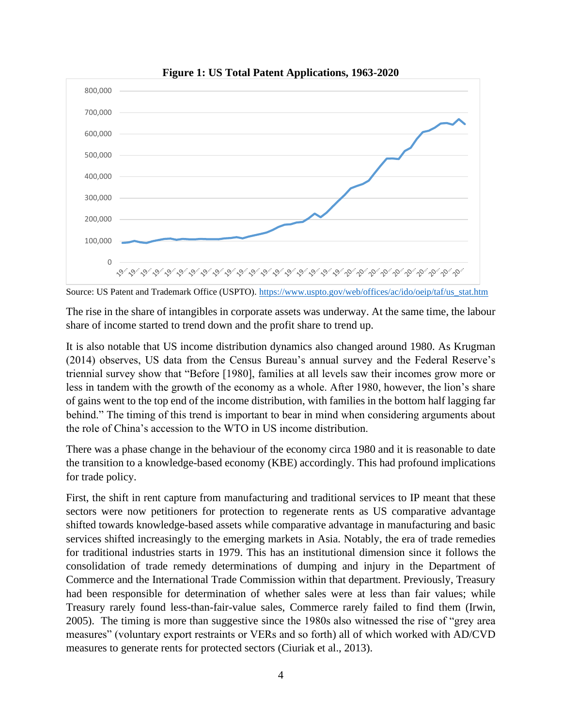**Figure 1: US Total Patent Applications, 1963-2020**

Source: US Patent and Trademark Office (USPTO). https://www.uspto.gov/web/offices/ac/ido/oeip/taf/us_stat.htm

The rise in the share of intangibles in corporate assets was underway. At the same time, the labour share of income started to trend down and the profit share to trend up.

It is also notable that US income distribution dynamics also changed around 1980. As Krugman (2014) observes, US data from the Census Bureau's annual survey and the Federal Reserve's triennial survey show that "Before [1980], families at all levels saw their incomes grow more or less in tandem with the growth of the economy as a whole. After 1980, however, the lion's share of gains went to the top end of the income distribution, with families in the bottom half lagging far behind." The timing of this trend is important to bear in mind when considering arguments about the role of China's accession to the WTO in US income distribution.

There was a phase change in the behaviour of the economy circa 1980 and it is reasonable to date the transition to a knowledge-based economy (KBE) accordingly. This had profound implications for trade policy.

First, the shift in rent capture from manufacturing and traditional services to IP meant that these sectors were now petitioners for protection to regenerate rents as US comparative advantage shifted towards knowledge-based assets while comparative advantage in manufacturing and basic services shifted increasingly to the emerging markets in Asia. Notably, the era of trade remedies for traditional industries starts in 1979. This has an institutional dimension since it follows the consolidation of trade remedy determinations of dumping and injury in the Department of Commerce and the International Trade Commission within that department. Previously, Treasury had been responsible for determination of whether sales were at less than fair values; while Treasury rarely found less-than-fair-value sales, Commerce rarely failed to find them (Irwin, 2005). The timing is more than suggestive since the 1980s also witnessed the rise of "grey area measures" (voluntary export restraints or VERs and so forth) all of which worked with AD/CVD measures to generate rents for protected sectors (Ciuriak et al., 2013).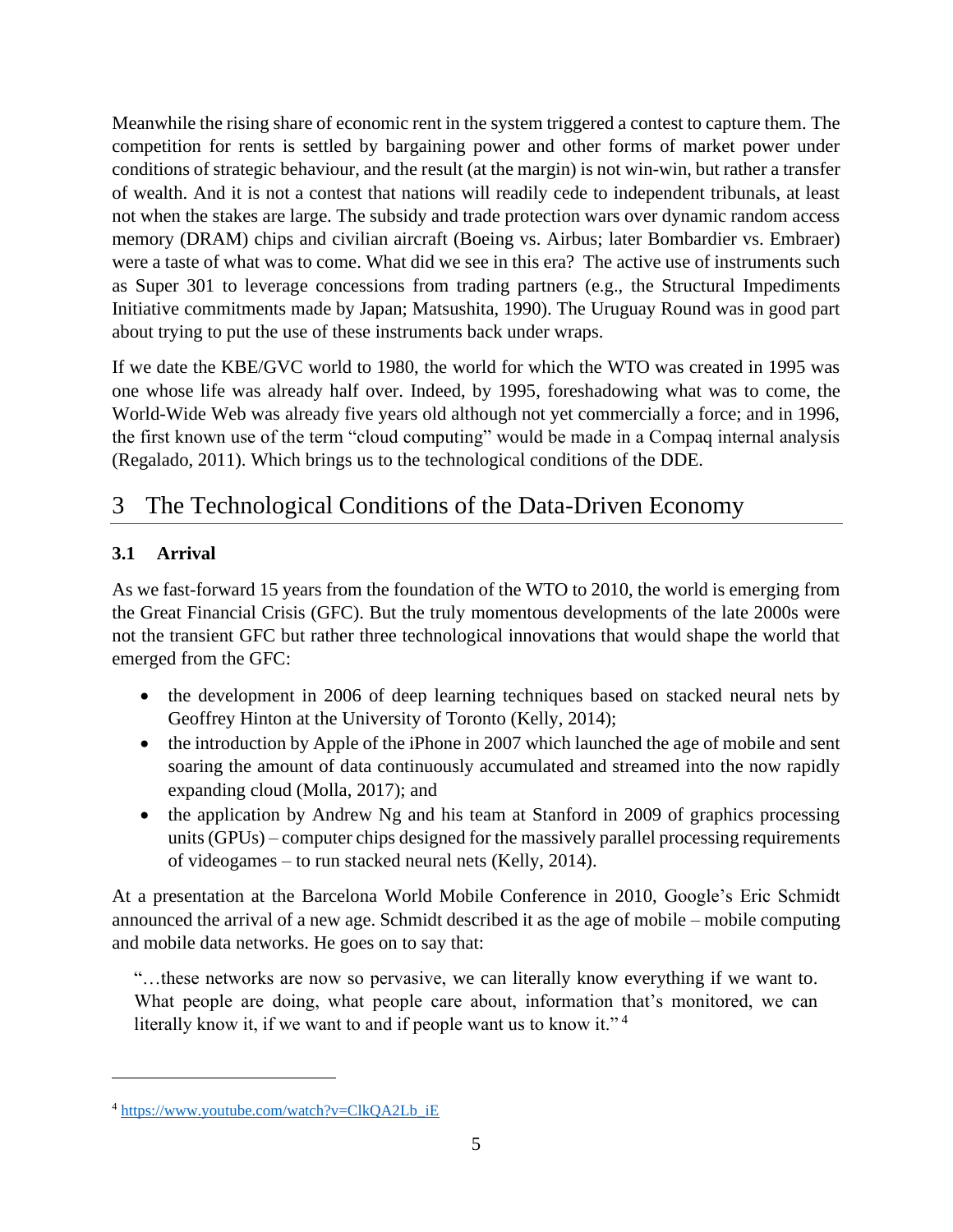Meanwhile the rising share of economic rent in the system triggered a contest to capture them. The competition for rents is settled by bargaining power and other forms of market power under conditions of strategic behaviour, and the result (at the margin) is not win-win, but rather a transfer of wealth. And it is not a contest that nations will readily cede to independent tribunals, at least not when the stakes are large. The subsidy and trade protection wars over dynamic random access memory (DRAM) chips and civilian aircraft (Boeing vs. Airbus; later Bombardier vs. Embraer) were a taste of what was to come. What did we see in this era? The active use of instruments such as Super 301 to leverage concessions from trading partners (e.g., the Structural Impediments Initiative commitments made by Japan; Matsushita, 1990). The Uruguay Round was in good part about trying to put the use of these instruments back under wraps.

If we date the KBE/GVC world to 1980, the world for which the WTO was created in 1995 was one whose life was already half over. Indeed, by 1995, foreshadowing what was to come, the World-Wide Web was already five years old although not yet commercially a force; and in 1996, the first known use of the term "cloud computing" would be made in a Compaq internal analysis (Regalado, 2011). Which brings us to the technological conditions of the DDE.

# 3 The Technological Conditions of the Data-Driven Economy

### 3.1 Arrival

As we fast-forward 15 years from the foundation of the WTO to 2010, the world is emerging from the Great Financial Crisis (GFC). But the truly momentous developments of the late 2000s were not the transient GFC but rather three technological innovations that would shape the world that emerged from the GFC:

- the development in 2006 of deep learning techniques based on stacked neural nets by Geoffrey Hinton at the University of Toronto (Kelly, 2014);
- the introduction by Apple of the iPhone in 2007 which launched the age of mobile and sent soaring the amount of data continuously accumulated and streamed into the now rapidly expanding cloud (Molla, 2017); and
- the application by Andrew Ng and his team at Stanford in 2009 of graphics processing units (GPUs) – computer chips designed for the massively parallel processing requirements of videogames – to run stacked neural nets (Kelly, 2014).

At a presentation at the Barcelona World Mobile Conference in 2010, Google's Eric Schmidt announced the arrival of a new age. Schmidt described it as the age of mobile – mobile computing and mobile data networks. He goes on to say that:

> "…these networks are now so pervasive, we can literally know everything if we want to. What people are doing, what people care about, information that's monitored, we can literally know it, if we want to and if people want us to know it." [4]

---

[4] https://www.youtube.com/watch?v=ClkQA2Lb_iE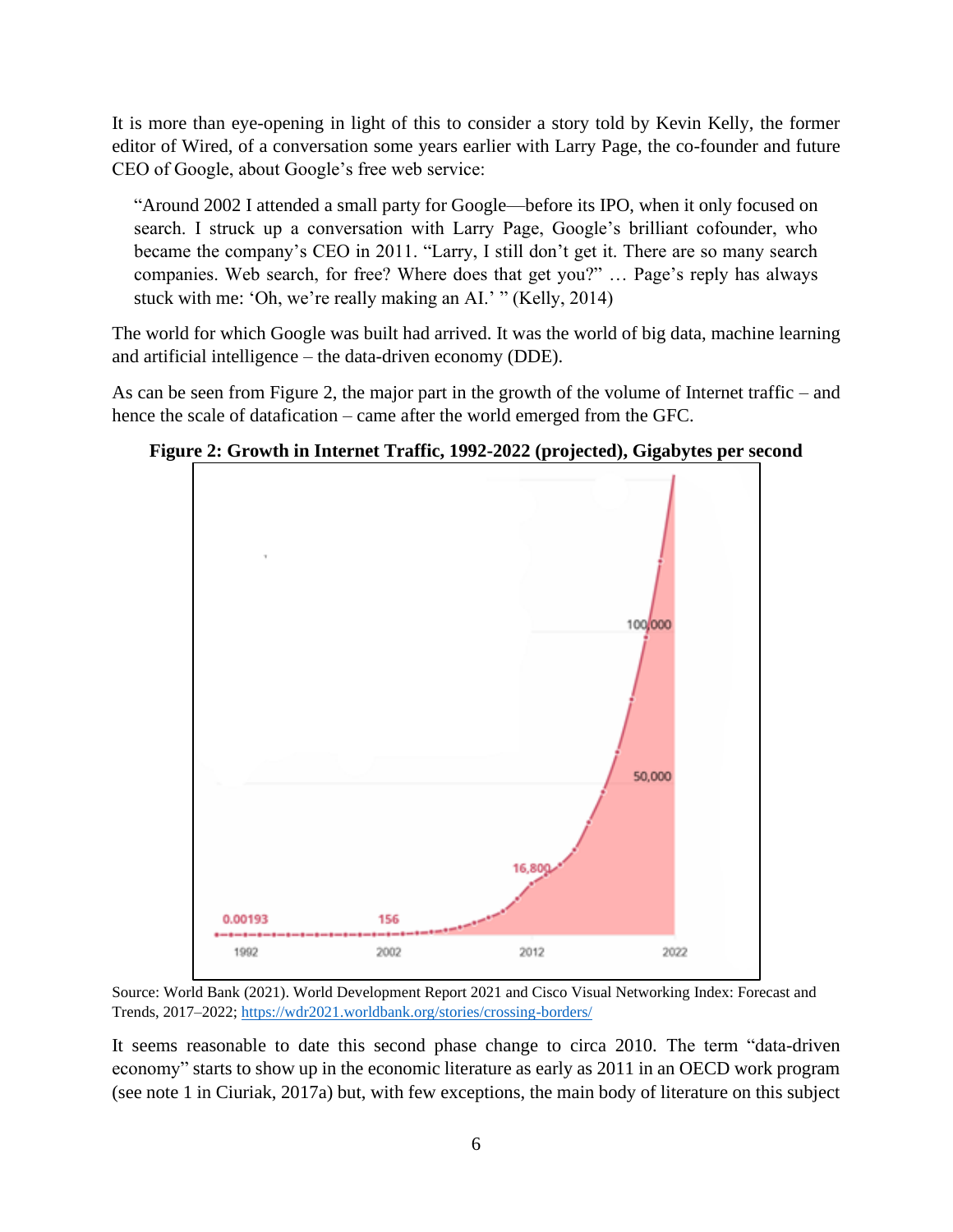It is more than eye-opening in light of this to consider a story told by Kevin Kelly, the former editor of Wired, of a conversation some years earlier with Larry Page, the co-founder and future CEO of Google, about Google's free web service:

> "Around 2002 I attended a small party for Google—before its IPO, when it only focused on search. I struck up a conversation with Larry Page, Google's brilliant cofounder, who became the company's CEO in 2011. "Larry, I still don't get it. There are so many search companies. Web search, for free? Where does that get you?" … Page's reply has always stuck with me: 'Oh, we're really making an AI.' " (Kelly, 2014)

The world for which Google was built had arrived. It was the world of big data, machine learning and artificial intelligence – the data-driven economy (DDE).

As can be seen from Figure 2, the major part in the growth of the volume of Internet traffic – and hence the scale of datafication – came after the world emerged from the GFC.

**Figure 2: Growth in Internet Traffic, 1992-2022 (projected), Gigabytes per second**

Source: World Bank (2021). World Development Report 2021 and Cisco Visual Networking Index: Forecast and Trends, 2017–2022; https://wdr2021.worldbank.org/stories/crossing-borders/

It seems reasonable to date this second phase change to circa 2010. The term "data-driven economy" starts to show up in the economic literature as early as 2011 in an OECD work program (see note 1 in Ciuriak, 2017a) but, with few exceptions, the main body of literature on this subject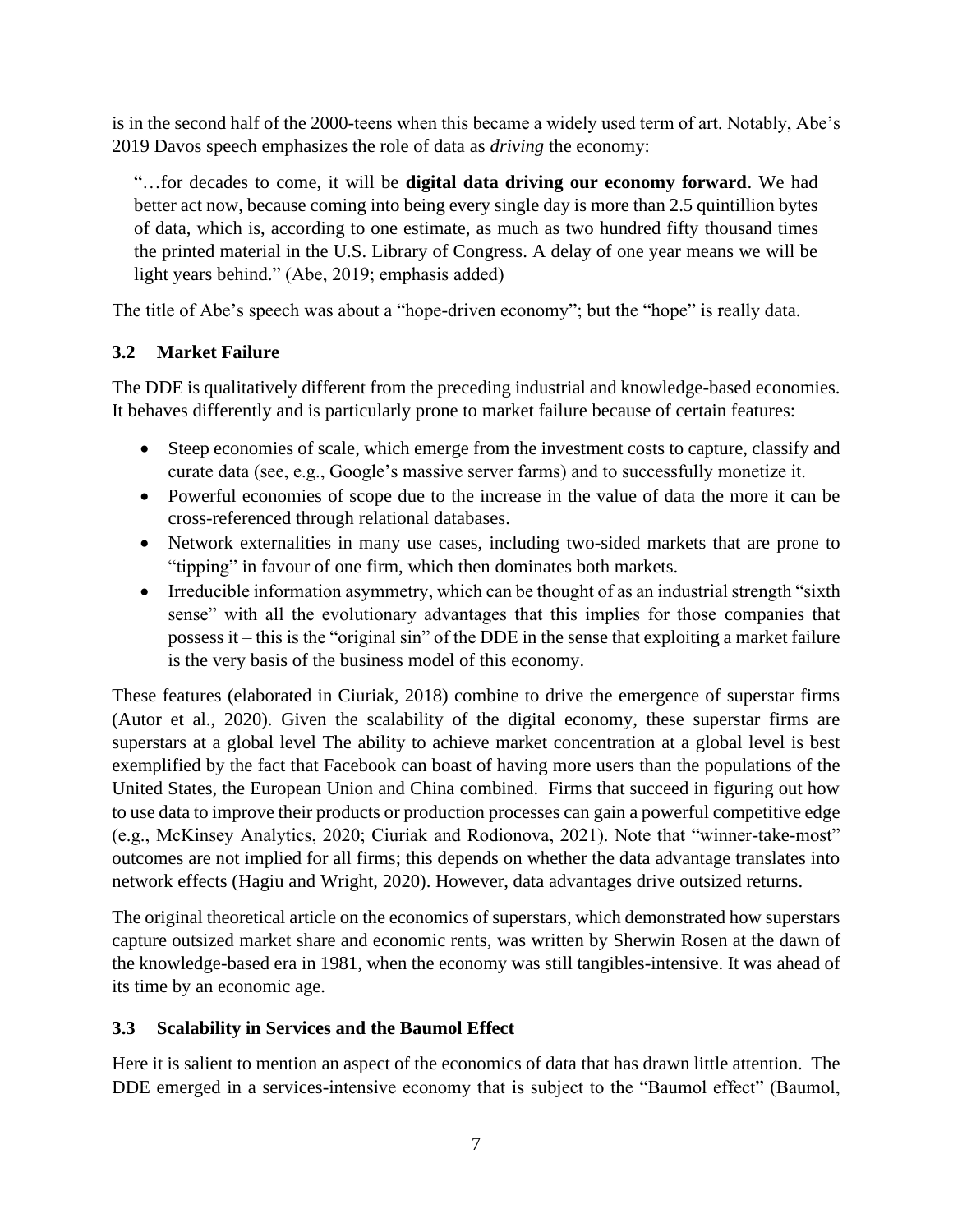is in the second half of the 2000-teens when this became a widely used term of art. Notably, Abe's 2019 Davos speech emphasizes the role of data as *driving* the economy:

> "…for decades to come, it will be **digital data driving our economy forward**. We had better act now, because coming into being every single day is more than 2.5 quintillion bytes of data, which is, according to one estimate, as much as two hundred fifty thousand times the printed material in the U.S. Library of Congress. A delay of one year means we will be light years behind." (Abe, 2019; emphasis added)

The title of Abe's speech was about a "hope-driven economy"; but the "hope" is really data.

### 3.2 Market Failure

The DDE is qualitatively different from the preceding industrial and knowledge-based economies. It behaves differently and is particularly prone to market failure because of certain features:

- Steep economies of scale, which emerge from the investment costs to capture, classify and curate data (see, e.g., Google's massive server farms) and to successfully monetize it.
- Powerful economies of scope due to the increase in the value of data the more it can be cross-referenced through relational databases.
- Network externalities in many use cases, including two-sided markets that are prone to "tipping" in favour of one firm, which then dominates both markets.
- Irreducible information asymmetry, which can be thought of as an industrial strength "sixth sense" with all the evolutionary advantages that this implies for those companies that possess it – this is the "original sin" of the DDE in the sense that exploiting a market failure is the very basis of the business model of this economy.

These features (elaborated in Ciuriak, 2018) combine to drive the emergence of superstar firms (Autor et al., 2020). Given the scalability of the digital economy, these superstar firms are superstars at a global level The ability to achieve market concentration at a global level is best exemplified by the fact that Facebook can boast of having more users than the populations of the United States, the European Union and China combined. Firms that succeed in figuring out how to use data to improve their products or production processes can gain a powerful competitive edge (e.g., McKinsey Analytics, 2020; Ciuriak and Rodionova, 2021). Note that "winner-take-most" outcomes are not implied for all firms; this depends on whether the data advantage translates into network effects (Hagiu and Wright, 2020). However, data advantages drive outsized returns.

The original theoretical article on the economics of superstars, which demonstrated how superstars capture outsized market share and economic rents, was written by Sherwin Rosen at the dawn of the knowledge-based era in 1981, when the economy was still tangibles-intensive. It was ahead of its time by an economic age.

### 3.3 Scalability in Services and the Baumol Effect

Here it is salient to mention an aspect of the economics of data that has drawn little attention. The DDE emerged in a services-intensive economy that is subject to the "Baumol effect" (Baumol,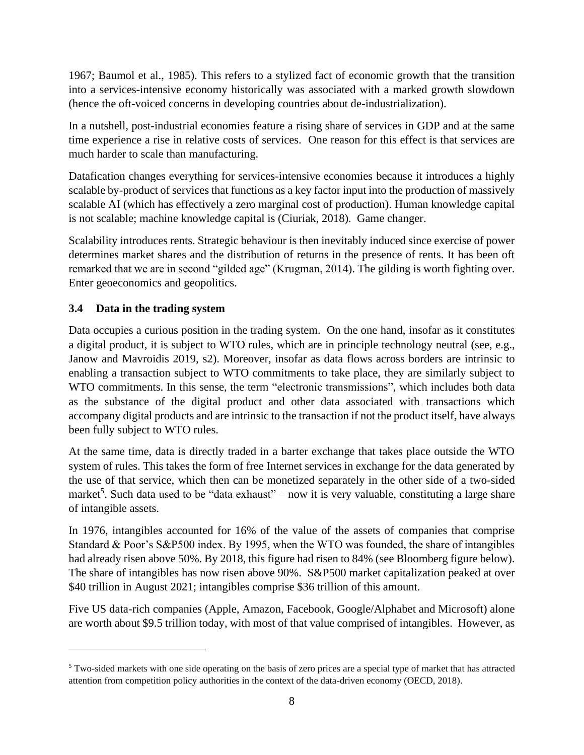1967; Baumol et al., 1985). This refers to a stylized fact of economic growth that the transition into a services-intensive economy historically was associated with a marked growth slowdown (hence the oft-voiced concerns in developing countries about de-industrialization).

In a nutshell, post-industrial economies feature a rising share of services in GDP and at the same time experience a rise in relative costs of services. One reason for this effect is that services are much harder to scale than manufacturing.

Datafication changes everything for services-intensive economies because it introduces a highly scalable by-product of services that functions as a key factor input into the production of massively scalable AI (which has effectively a zero marginal cost of production). Human knowledge capital is not scalable; machine knowledge capital is (Ciuriak, 2018). Game changer.

Scalability introduces rents. Strategic behaviour is then inevitably induced since exercise of power determines market shares and the distribution of returns in the presence of rents. It has been oft remarked that we are in second "gilded age" (Krugman, 2014). The gilding is worth fighting over. Enter geoeconomics and geopolitics.

### 3.4 Data in the trading system

Data occupies a curious position in the trading system. On the one hand, insofar as it constitutes a digital product, it is subject to WTO rules, which are in principle technology neutral (see, e.g., Janow and Mavroidis 2019, s2). Moreover, insofar as data flows across borders are intrinsic to enabling a transaction subject to WTO commitments to take place, they are similarly subject to WTO commitments. In this sense, the term "electronic transmissions", which includes both data as the substance of the digital product and other data associated with transactions which accompany digital products and are intrinsic to the transaction if not the product itself, have always been fully subject to WTO rules.

At the same time, data is directly traded in a barter exchange that takes place outside the WTO system of rules. This takes the form of free Internet services in exchange for the data generated by the use of that service, which then can be monetized separately in the other side of a two-sided market[5]. Such data used to be "data exhaust" – now it is very valuable, constituting a large share of intangible assets.

In 1976, intangibles accounted for 16% of the value of the assets of companies that comprise Standard & Poor's S&P500 index. By 1995, when the WTO was founded, the share of intangibles had already risen above 50%. By 2018, this figure had risen to 84% (see Bloomberg figure below). The share of intangibles has now risen above 90%. S&P500 market capitalization peaked at over \$40 trillion in August 2021; intangibles comprise \$36 trillion of this amount.

Five US data-rich companies (Apple, Amazon, Facebook, Google/Alphabet and Microsoft) alone are worth about \$9.5 trillion today, with most of that value comprised of intangibles. However, as

[5] Two-sided markets with one side operating on the basis of zero prices are a special type of market that has attracted attention from competition policy authorities in the context of the data-driven economy (OECD, 2018).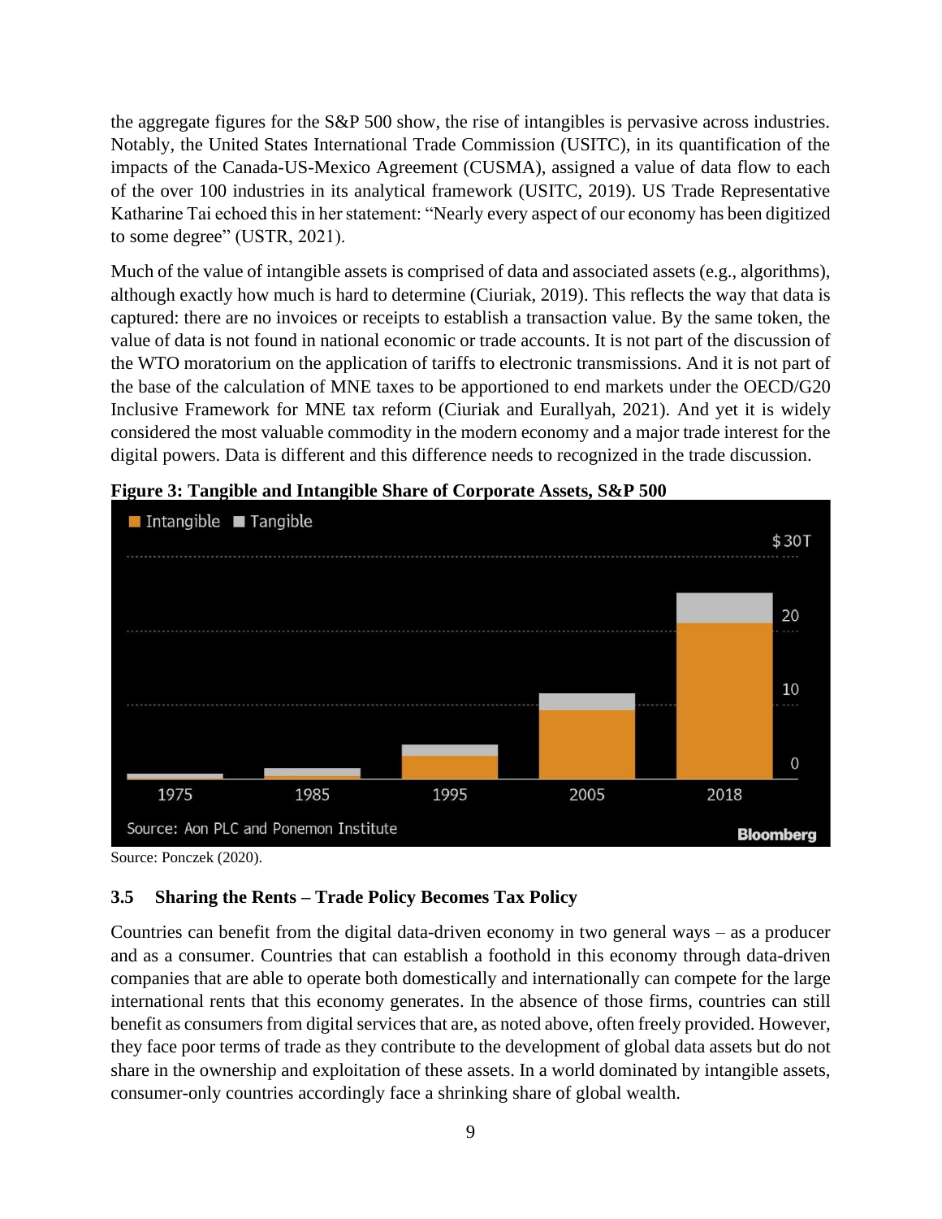the aggregate figures for the S&P 500 show, the rise of intangibles is pervasive across industries. Notably, the United States International Trade Commission (USITC), in its quantification of the impacts of the Canada-US-Mexico Agreement (CUSMA), assigned a value of data flow to each of the over 100 industries in its analytical framework (USITC, 2019). US Trade Representative Katharine Tai echoed this in her statement: "Nearly every aspect of our economy has been digitized to some degree" (USTR, 2021).

Much of the value of intangible assets is comprised of data and associated assets (e.g., algorithms), although exactly how much is hard to determine (Ciuriak, 2019). This reflects the way that data is captured: there are no invoices or receipts to establish a transaction value. By the same token, the value of data is not found in national economic or trade accounts. It is not part of the discussion of the WTO moratorium on the application of tariffs to electronic transmissions. And it is not part of the base of the calculation of MNE taxes to be apportioned to end markets under the OECD/G20 Inclusive Framework for MNE tax reform (Ciuriak and Eurallyah, 2021). And yet it is widely considered the most valuable commodity in the modern economy and a major trade interest for the digital powers. Data is different and this difference needs to recognized in the trade discussion.

**Figure 3: Tangible and Intangible Share of Corporate Assets, S&P 500**

Source: Ponczek (2020).

### 3.5 Sharing the Rents – Trade Policy Becomes Tax Policy

Countries can benefit from the digital data-driven economy in two general ways – as a producer and as a consumer. Countries that can establish a foothold in this economy through data-driven companies that are able to operate both domestically and internationally can compete for the large international rents that this economy generates. In the absence of those firms, countries can still benefit as consumers from digital services that are, as noted above, often freely provided. However, they face poor terms of trade as they contribute to the development of global data assets but do not share in the ownership and exploitation of these assets. In a world dominated by intangible assets, consumer-only countries accordingly face a shrinking share of global wealth.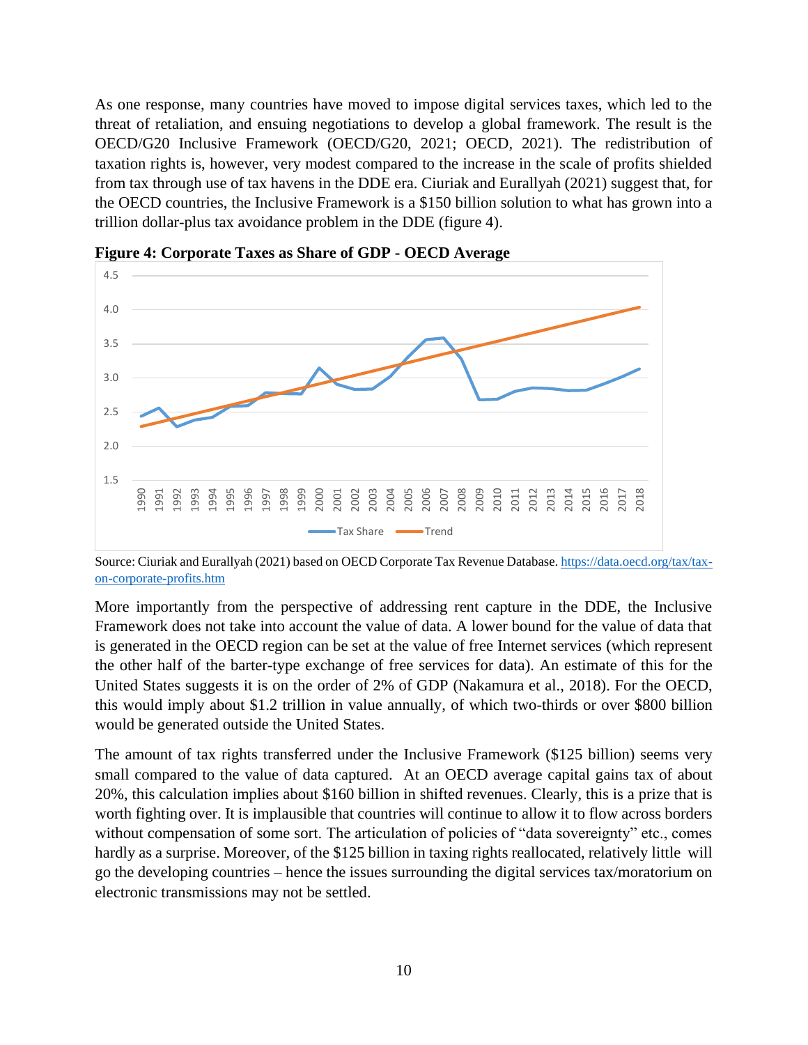As one response, many countries have moved to impose digital services taxes, which led to the threat of retaliation, and ensuing negotiations to develop a global framework. The result is the OECD/G20 Inclusive Framework (OECD/G20, 2021; OECD, 2021). The redistribution of taxation rights is, however, very modest compared to the increase in the scale of profits shielded from tax through use of tax havens in the DDE era. Ciuriak and Eurallyah (2021) suggest that, for the OECD countries, the Inclusive Framework is a $150 billion solution to what has grown into a trillion dollar-plus tax avoidance problem in the DDE (figure 4).

**Figure 4: Corporate Taxes as Share of GDP - OECD Average**

Source: Ciuriak and Eurallyah (2021) based on OECD Corporate Tax Revenue Database. https://data.oecd.org/tax/tax-on-corporate-profits.htm

More importantly from the perspective of addressing rent capture in the DDE, the Inclusive Framework does not take into account the value of data. A lower bound for the value of data that is generated in the OECD region can be set at the value of free Internet services (which represent the other half of the barter-type exchange of free services for data). An estimate of this for the United States suggests it is on the order of 2% of GDP (Nakamura et al., 2018). For the OECD, this would imply about $1.2 trillion in value annually, of which two-thirds or over $800 billion would be generated outside the United States.

The amount of tax rights transferred under the Inclusive Framework ($125 billion) seems very small compared to the value of data captured. At an OECD average capital gains tax of about 20%, this calculation implies about $160 billion in shifted revenues. Clearly, this is a prize that is worth fighting over. It is implausible that countries will continue to allow it to flow across borders without compensation of some sort. The articulation of policies of "data sovereignty" etc., comes hardly as a surprise. Moreover, of the $125 billion in taxing rights reallocated, relatively little will go the developing countries – hence the issues surrounding the digital services tax/moratorium on electronic transmissions may not be settled.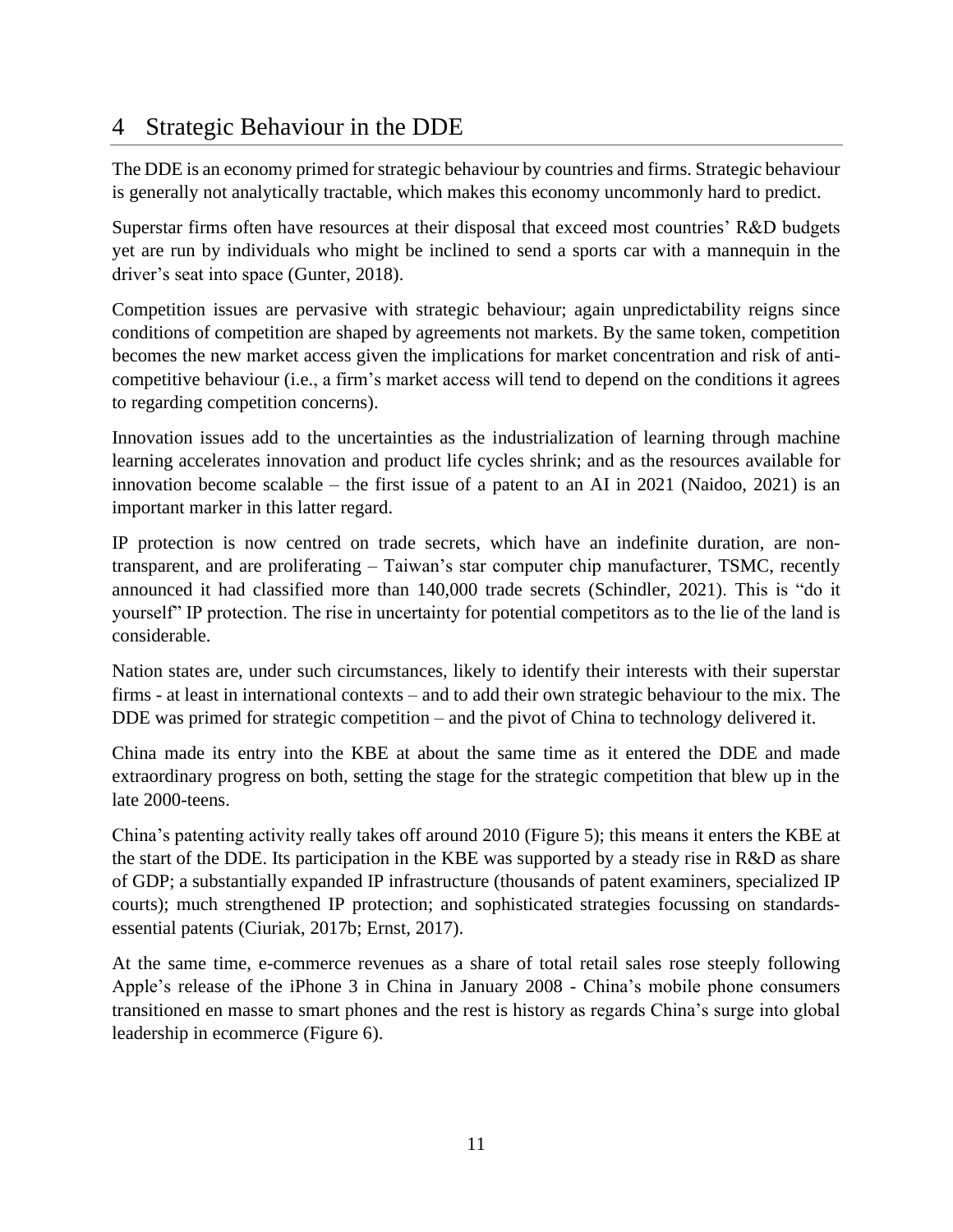# 4 Strategic Behaviour in the DDE

The DDE is an economy primed for strategic behaviour by countries and firms. Strategic behaviour is generally not analytically tractable, which makes this economy uncommonly hard to predict.

Superstar firms often have resources at their disposal that exceed most countries' R&D budgets yet are run by individuals who might be inclined to send a sports car with a mannequin in the driver's seat into space (Gunter, 2018).

Competition issues are pervasive with strategic behaviour; again unpredictability reigns since conditions of competition are shaped by agreements not markets. By the same token, competition becomes the new market access given the implications for market concentration and risk of anti-competitive behaviour (i.e., a firm's market access will tend to depend on the conditions it agrees to regarding competition concerns).

Innovation issues add to the uncertainties as the industrialization of learning through machine learning accelerates innovation and product life cycles shrink; and as the resources available for innovation become scalable – the first issue of a patent to an AI in 2021 (Naidoo, 2021) is an important marker in this latter regard.

IP protection is now centred on trade secrets, which have an indefinite duration, are non-transparent, and are proliferating – Taiwan's star computer chip manufacturer, TSMC, recently announced it had classified more than 140,000 trade secrets (Schindler, 2021). This is "do it yourself" IP protection. The rise in uncertainty for potential competitors as to the lie of the land is considerable.

Nation states are, under such circumstances, likely to identify their interests with their superstar firms - at least in international contexts – and to add their own strategic behaviour to the mix. The DDE was primed for strategic competition – and the pivot of China to technology delivered it.

China made its entry into the KBE at about the same time as it entered the DDE and made extraordinary progress on both, setting the stage for the strategic competition that blew up in the late 2000-teens.

China's patenting activity really takes off around 2010 (Figure 5); this means it enters the KBE at the start of the DDE. Its participation in the KBE was supported by a steady rise in R&D as share of GDP; a substantially expanded IP infrastructure (thousands of patent examiners, specialized IP courts); much strengthened IP protection; and sophisticated strategies focussing on standards-essential patents (Ciuriak, 2017b; Ernst, 2017).

At the same time, e-commerce revenues as a share of total retail sales rose steeply following Apple's release of the iPhone 3 in China in January 2008 - China's mobile phone consumers transitioned en masse to smart phones and the rest is history as regards China's surge into global leadership in ecommerce (Figure 6).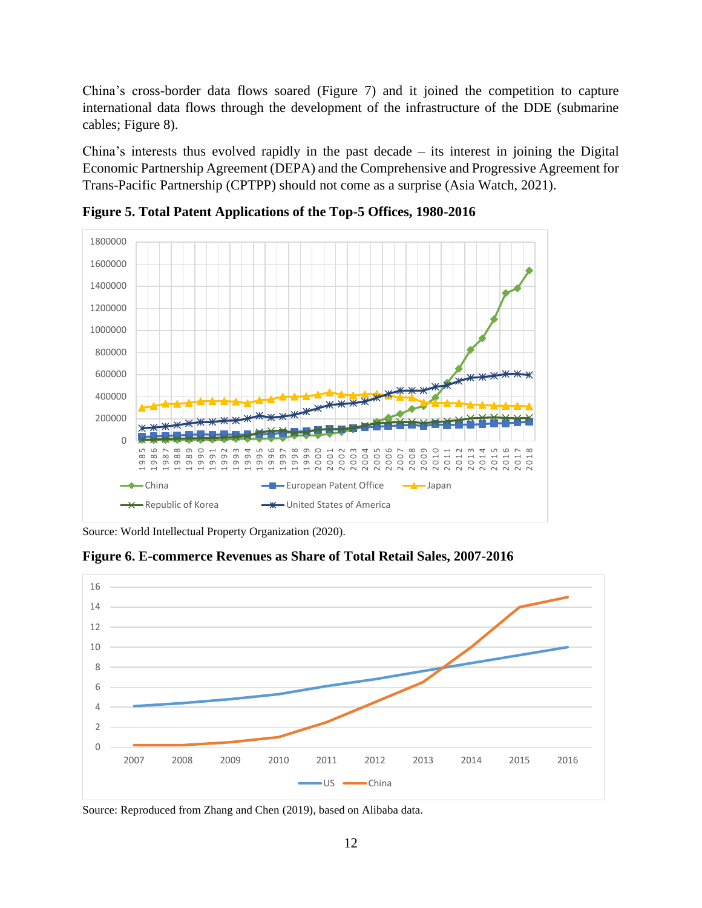China's cross-border data flows soared (Figure 7) and it joined the competition to capture international data flows through the development of the infrastructure of the DDE (submarine cables; Figure 8).

China's interests thus evolved rapidly in the past decade – its interest in joining the Digital Economic Partnership Agreement (DEPA) and the Comprehensive and Progressive Agreement for Trans-Pacific Partnership (CPTPP) should not come as a surprise (Asia Watch, 2021).

**Figure 5. Total Patent Applications of the Top-5 Offices, 1980-2016**

Source: World Intellectual Property Organization (2020).

**Figure 6. E-commerce Revenues as Share of Total Retail Sales, 2007-2016**

Source: Reproduced from Zhang and Chen (2019), based on Alibaba data.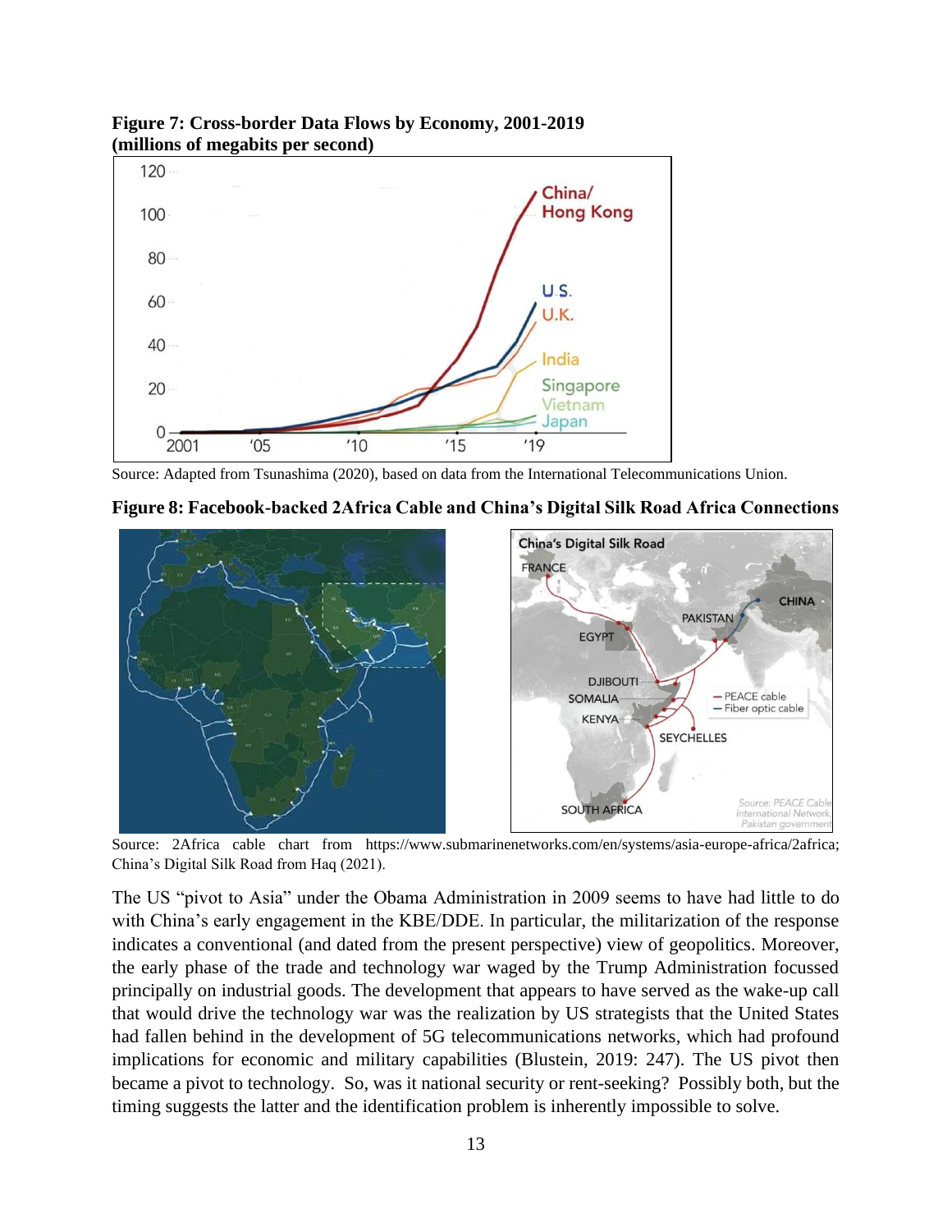**Figure 7: Cross-border Data Flows by Economy, 2001-2019 (millions of megabits per second)**

Source: Adapted from Tsunashima (2020), based on data from the International Telecommunications Union.

**Figure 8: Facebook-backed 2Africa Cable and China's Digital Silk Road Africa Connections**

Source: 2Africa cable chart from https://www.submarinenetworks.com/en/systems/asia-europe-africa/2africa; China's Digital Silk Road from Haq (2021).

The US "pivot to Asia" under the Obama Administration in 2009 seems to have had little to do with China's early engagement in the KBE/DDE. In particular, the militarization of the response indicates a conventional (and dated from the present perspective) view of geopolitics. Moreover, the early phase of the trade and technology war waged by the Trump Administration focussed principally on industrial goods. The development that appears to have served as the wake-up call that would drive the technology war was the realization by US strategists that the United States had fallen behind in the development of 5G telecommunications networks, which had profound implications for economic and military capabilities (Blustein, 2019: 247). The US pivot then became a pivot to technology. So, was it national security or rent-seeking? Possibly both, but the timing suggests the latter and the identification problem is inherently impossible to solve.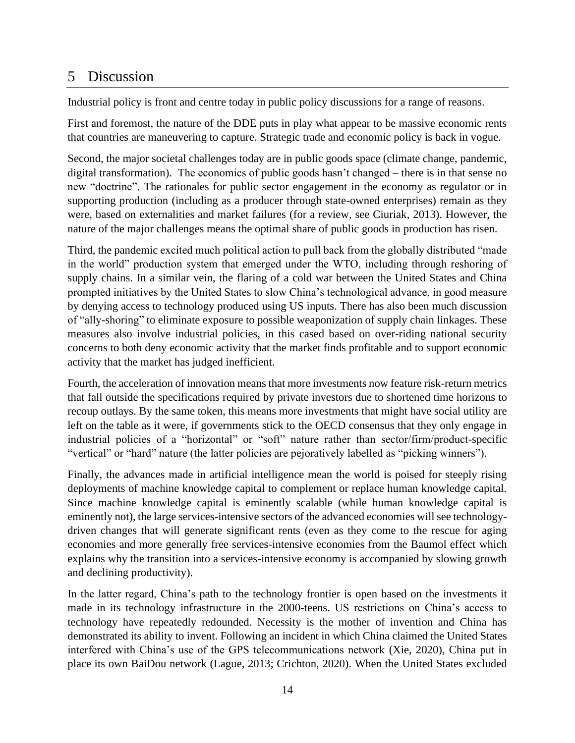# 5 Discussion

Industrial policy is front and centre today in public policy discussions for a range of reasons.

First and foremost, the nature of the DDE puts in play what appear to be massive economic rents that countries are maneuvering to capture. Strategic trade and economic policy is back in vogue.

Second, the major societal challenges today are in public goods space (climate change, pandemic, digital transformation). The economics of public goods hasn't changed – there is in that sense no new "doctrine". The rationales for public sector engagement in the economy as regulator or in supporting production (including as a producer through state-owned enterprises) remain as they were, based on externalities and market failures (for a review, see Ciuriak, 2013). However, the nature of the major challenges means the optimal share of public goods in production has risen.

Third, the pandemic excited much political action to pull back from the globally distributed "made in the world" production system that emerged under the WTO, including through reshoring of supply chains. In a similar vein, the flaring of a cold war between the United States and China prompted initiatives by the United States to slow China's technological advance, in good measure by denying access to technology produced using US inputs. There has also been much discussion of "ally-shoring" to eliminate exposure to possible weaponization of supply chain linkages. These measures also involve industrial policies, in this cased based on over-riding national security concerns to both deny economic activity that the market finds profitable and to support economic activity that the market has judged inefficient.

Fourth, the acceleration of innovation means that more investments now feature risk-return metrics that fall outside the specifications required by private investors due to shortened time horizons to recoup outlays. By the same token, this means more investments that might have social utility are left on the table as it were, if governments stick to the OECD consensus that they only engage in industrial policies of a "horizontal" or "soft" nature rather than sector/firm/product-specific "vertical" or "hard" nature (the latter policies are pejoratively labelled as "picking winners").

Finally, the advances made in artificial intelligence mean the world is poised for steeply rising deployments of machine knowledge capital to complement or replace human knowledge capital. Since machine knowledge capital is eminently scalable (while human knowledge capital is eminently not), the large services-intensive sectors of the advanced economies will see technology-driven changes that will generate significant rents (even as they come to the rescue for aging economies and more generally free services-intensive economies from the Baumol effect which explains why the transition into a services-intensive economy is accompanied by slowing growth and declining productivity).

In the latter regard, China's path to the technology frontier is open based on the investments it made in its technology infrastructure in the 2000-teens. US restrictions on China's access to technology have repeatedly redounded. Necessity is the mother of invention and China has demonstrated its ability to invent. Following an incident in which China claimed the United States interfered with China's use of the GPS telecommunications network (Xie, 2020), China put in place its own BaiDou network (Lague, 2013; Crichton, 2020). When the United States excluded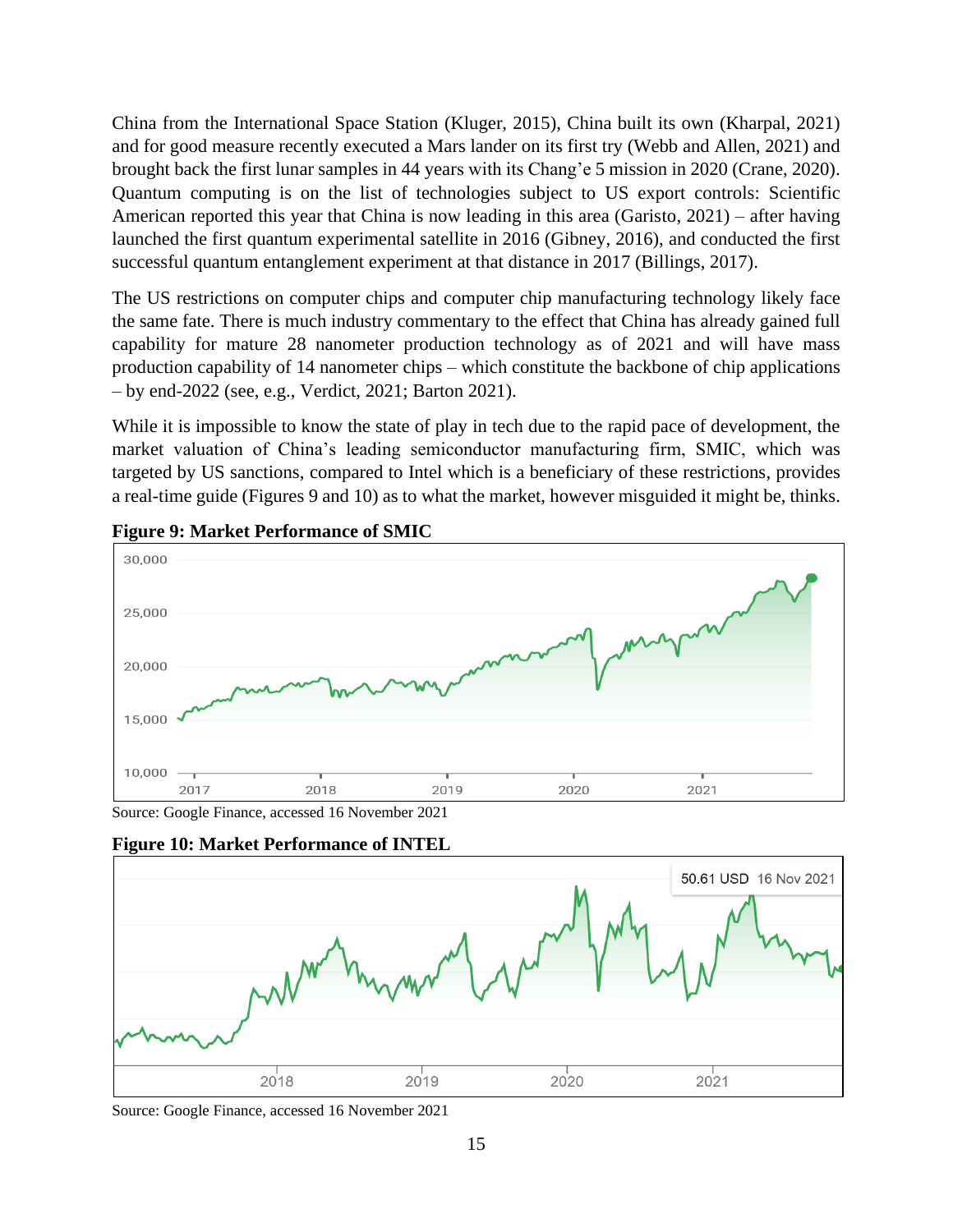China from the International Space Station (Kluger, 2015), China built its own (Kharpal, 2021) and for good measure recently executed a Mars lander on its first try (Webb and Allen, 2021) and brought back the first lunar samples in 44 years with its Chang'e 5 mission in 2020 (Crane, 2020). Quantum computing is on the list of technologies subject to US export controls: Scientific American reported this year that China is now leading in this area (Garisto, 2021) – after having launched the first quantum experimental satellite in 2016 (Gibney, 2016), and conducted the first successful quantum entanglement experiment at that distance in 2017 (Billings, 2017).

The US restrictions on computer chips and computer chip manufacturing technology likely face the same fate. There is much industry commentary to the effect that China has already gained full capability for mature 28 nanometer production technology as of 2021 and will have mass production capability of 14 nanometer chips – which constitute the backbone of chip applications – by end-2022 (see, e.g., Verdict, 2021; Barton 2021).

While it is impossible to know the state of play in tech due to the rapid pace of development, the market valuation of China's leading semiconductor manufacturing firm, SMIC, which was targeted by US sanctions, compared to Intel which is a beneficiary of these restrictions, provides a real-time guide (Figures 9 and 10) as to what the market, however misguided it might be, thinks.

**Figure 9: Market Performance of SMIC**

Source: Google Finance, accessed 16 November 2021

**Figure 10: Market Performance of INTEL**

Source: Google Finance, accessed 16 November 2021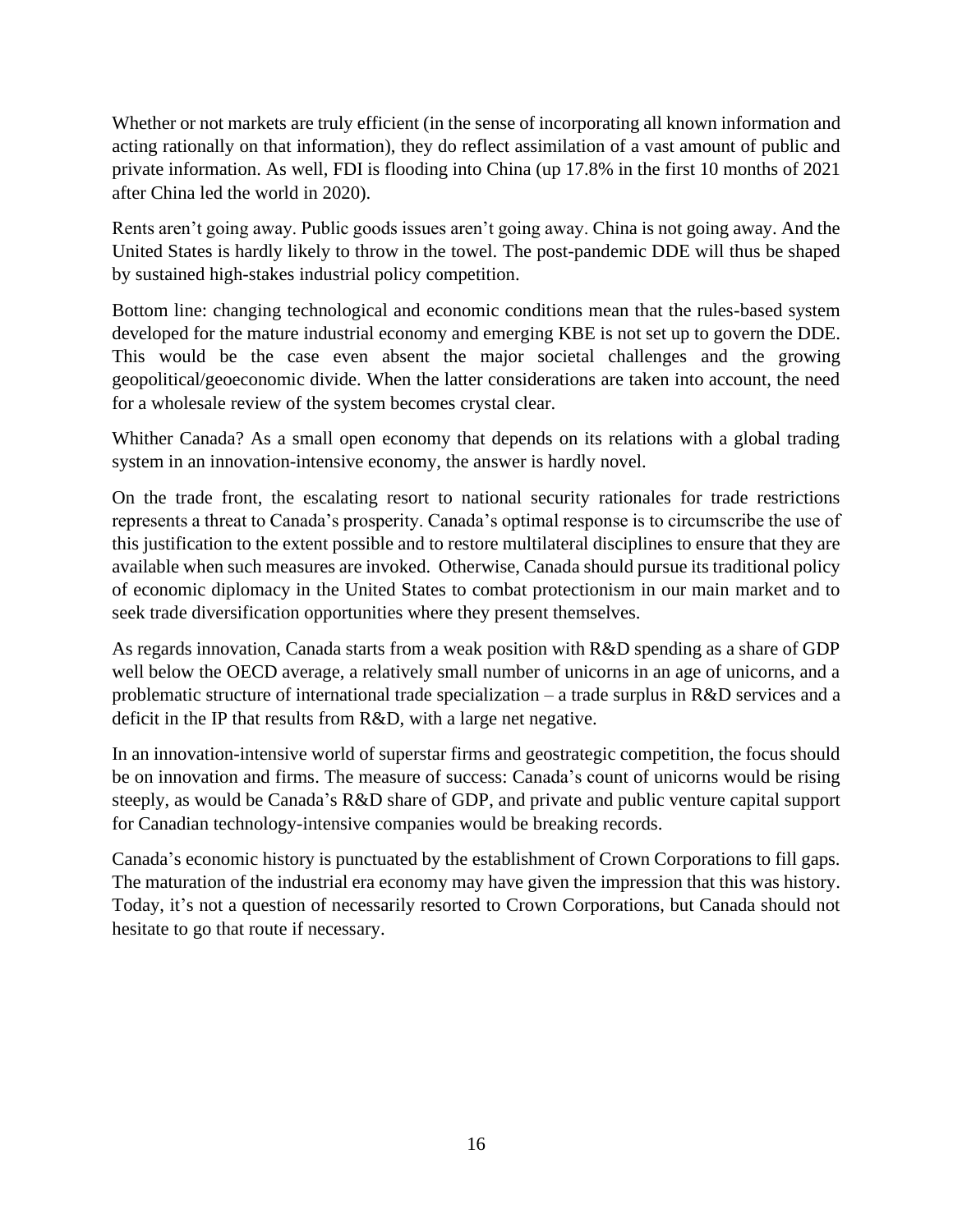Whether or not markets are truly efficient (in the sense of incorporating all known information and acting rationally on that information), they do reflect assimilation of a vast amount of public and private information. As well, FDI is flooding into China (up 17.8% in the first 10 months of 2021 after China led the world in 2020).

Rents aren't going away. Public goods issues aren't going away. China is not going away. And the United States is hardly likely to throw in the towel. The post-pandemic DDE will thus be shaped by sustained high-stakes industrial policy competition.

Bottom line: changing technological and economic conditions mean that the rules-based system developed for the mature industrial economy and emerging KBE is not set up to govern the DDE. This would be the case even absent the major societal challenges and the growing geopolitical/geoeconomic divide. When the latter considerations are taken into account, the need for a wholesale review of the system becomes crystal clear.

Whither Canada? As a small open economy that depends on its relations with a global trading system in an innovation-intensive economy, the answer is hardly novel.

On the trade front, the escalating resort to national security rationales for trade restrictions represents a threat to Canada's prosperity. Canada's optimal response is to circumscribe the use of this justification to the extent possible and to restore multilateral disciplines to ensure that they are available when such measures are invoked. Otherwise, Canada should pursue its traditional policy of economic diplomacy in the United States to combat protectionism in our main market and to seek trade diversification opportunities where they present themselves.

As regards innovation, Canada starts from a weak position with R&D spending as a share of GDP well below the OECD average, a relatively small number of unicorns in an age of unicorns, and a problematic structure of international trade specialization – a trade surplus in R&D services and a deficit in the IP that results from R&D, with a large net negative.

In an innovation-intensive world of superstar firms and geostrategic competition, the focus should be on innovation and firms. The measure of success: Canada's count of unicorns would be rising steeply, as would be Canada's R&D share of GDP, and private and public venture capital support for Canadian technology-intensive companies would be breaking records.

Canada's economic history is punctuated by the establishment of Crown Corporations to fill gaps. The maturation of the industrial era economy may have given the impression that this was history. Today, it's not a question of necessarily resorted to Crown Corporations, but Canada should not hesitate to go that route if necessary.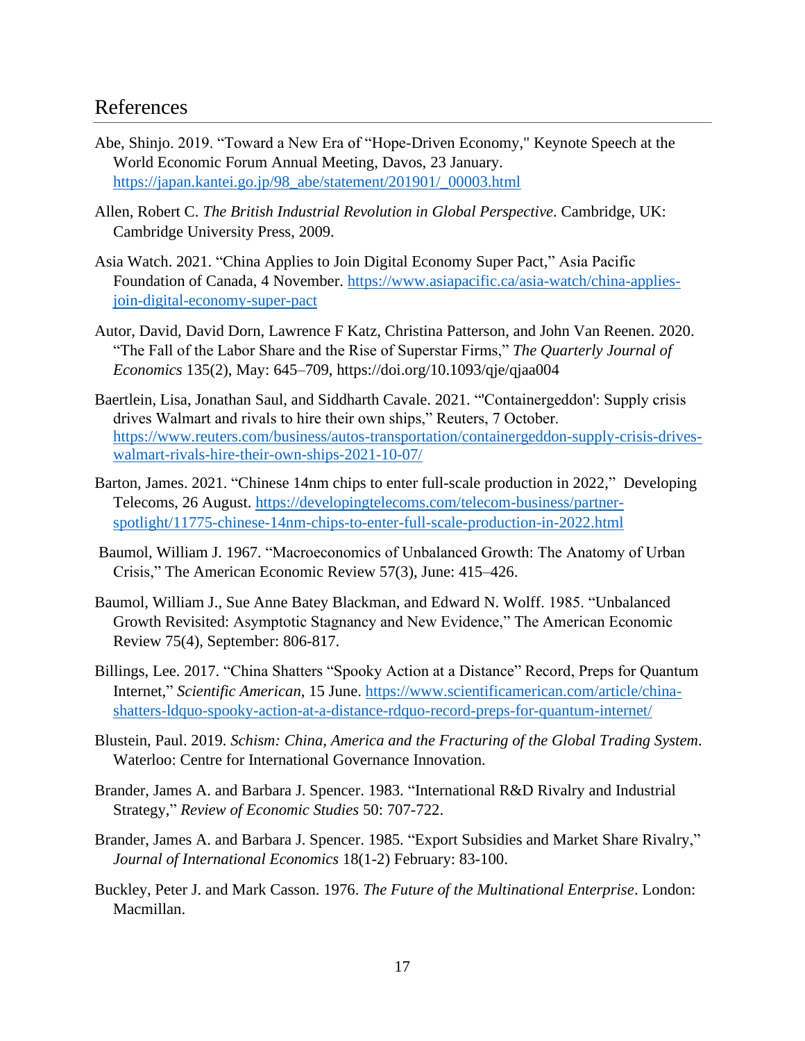## References

Abe, Shinjo. 2019. "Toward a New Era of "Hope-Driven Economy," Keynote Speech at the World Economic Forum Annual Meeting, Davos, 23 January. https://japan.kantei.go.jp/98_abe/statement/201901/_00003.html

Allen, Robert C. *The British Industrial Revolution in Global Perspective*. Cambridge, UK: Cambridge University Press, 2009.

Asia Watch. 2021. "China Applies to Join Digital Economy Super Pact," Asia Pacific Foundation of Canada, 4 November. https://www.asiapacific.ca/asia-watch/china-applies-join-digital-economy-super-pact

Autor, David, David Dorn, Lawrence F Katz, Christina Patterson, and John Van Reenen. 2020. "The Fall of the Labor Share and the Rise of Superstar Firms," *The Quarterly Journal of Economics* 135(2), May: 645–709, https://doi.org/10.1093/qje/qjaa004

Baertlein, Lisa, Jonathan Saul, and Siddharth Cavale. 2021. "'Containergeddon': Supply crisis drives Walmart and rivals to hire their own ships," Reuters, 7 October. https://www.reuters.com/business/autos-transportation/containergeddon-supply-crisis-drives-walmart-rivals-hire-their-own-ships-2021-10-07/

Barton, James. 2021. "Chinese 14nm chips to enter full-scale production in 2022," Developing Telecoms, 26 August. https://developingtelecoms.com/telecom-business/partner-spotlight/11775-chinese-14nm-chips-to-enter-full-scale-production-in-2022.html

Baumol, William J. 1967. "Macroeconomics of Unbalanced Growth: The Anatomy of Urban Crisis," The American Economic Review 57(3), June: 415–426.

Baumol, William J., Sue Anne Batey Blackman, and Edward N. Wolff. 1985. "Unbalanced Growth Revisited: Asymptotic Stagnancy and New Evidence," The American Economic Review 75(4), September: 806-817.

Billings, Lee. 2017. "China Shatters "Spooky Action at a Distance" Record, Preps for Quantum Internet," *Scientific American*, 15 June. https://www.scientificamerican.com/article/china-shatters-ldquo-spooky-action-at-a-distance-rdquo-record-preps-for-quantum-internet/

Blustein, Paul. 2019. *Schism: China, America and the Fracturing of the Global Trading System*. Waterloo: Centre for International Governance Innovation.

Brander, James A. and Barbara J. Spencer. 1983. "International R&D Rivalry and Industrial Strategy," *Review of Economic Studies* 50: 707-722.

Brander, James A. and Barbara J. Spencer. 1985. "Export Subsidies and Market Share Rivalry," *Journal of International Economics* 18(1-2) February: 83-100.

Buckley, Peter J. and Mark Casson. 1976. *The Future of the Multinational Enterprise*. London: Macmillan.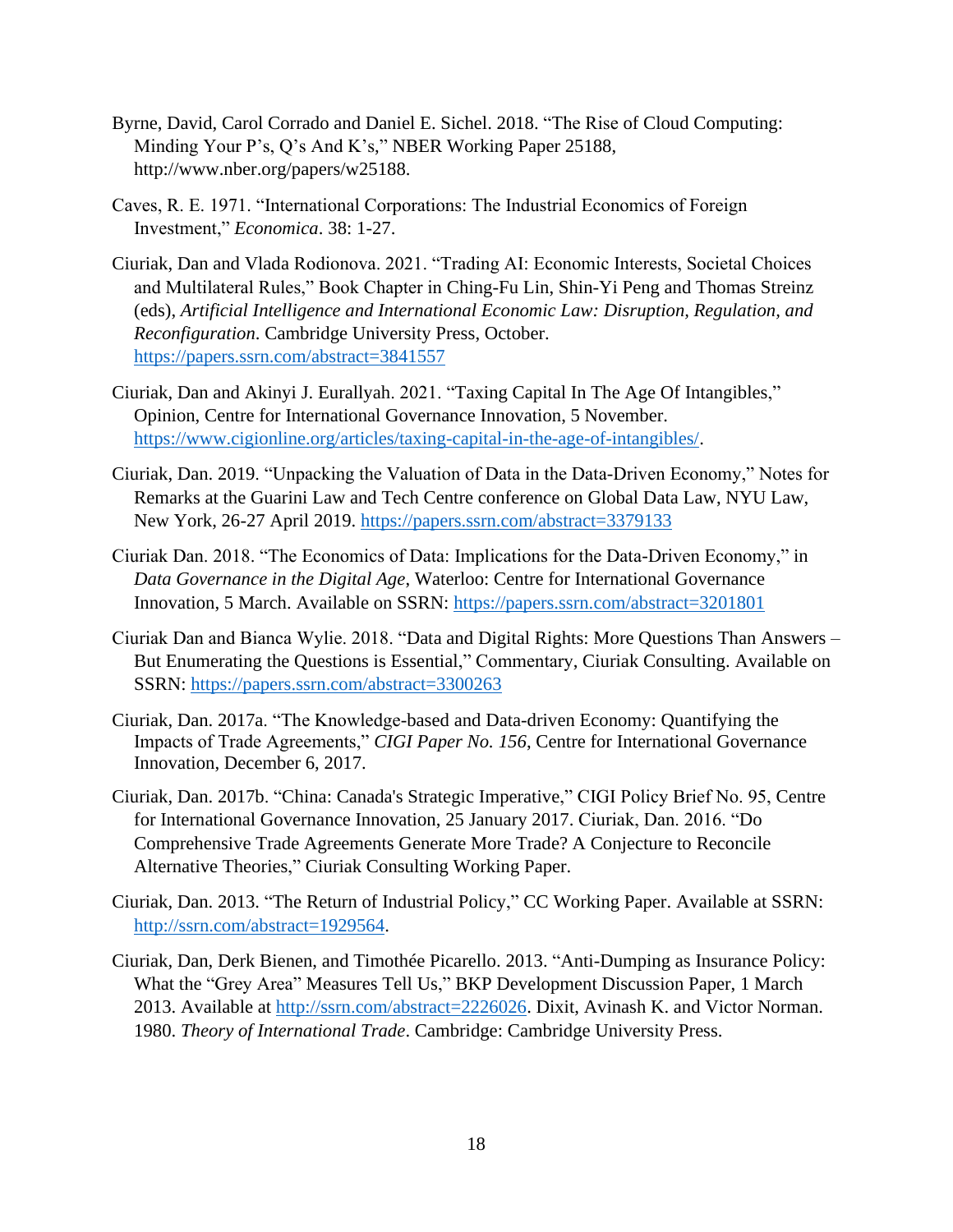Byrne, David, Carol Corrado and Daniel E. Sichel. 2018. "The Rise of Cloud Computing: Minding Your P's, Q's And K's," NBER Working Paper 25188, http://www.nber.org/papers/w25188.

Caves, R. E. 1971. "International Corporations: The Industrial Economics of Foreign Investment," *Economica*. 38: 1-27.

Ciuriak, Dan and Vlada Rodionova. 2021. "Trading AI: Economic Interests, Societal Choices and Multilateral Rules," Book Chapter in Ching-Fu Lin, Shin-Yi Peng and Thomas Streinz (eds), *Artificial Intelligence and International Economic Law: Disruption, Regulation, and Reconfiguration*. Cambridge University Press, October. https://papers.ssrn.com/abstract=3841557

Ciuriak, Dan and Akinyi J. Eurallyah. 2021. "Taxing Capital In The Age Of Intangibles," Opinion, Centre for International Governance Innovation, 5 November. https://www.cigionline.org/articles/taxing-capital-in-the-age-of-intangibles/.

Ciuriak, Dan. 2019. "Unpacking the Valuation of Data in the Data-Driven Economy," Notes for Remarks at the Guarini Law and Tech Centre conference on Global Data Law, NYU Law, New York, 26-27 April 2019. https://papers.ssrn.com/abstract=3379133

Ciuriak Dan. 2018. "The Economics of Data: Implications for the Data-Driven Economy," in *Data Governance in the Digital Age*, Waterloo: Centre for International Governance Innovation, 5 March. Available on SSRN: https://papers.ssrn.com/abstract=3201801

Ciuriak Dan and Bianca Wylie. 2018. "Data and Digital Rights: More Questions Than Answers – But Enumerating the Questions is Essential," Commentary, Ciuriak Consulting. Available on SSRN: https://papers.ssrn.com/abstract=3300263

Ciuriak, Dan. 2017a. "The Knowledge-based and Data-driven Economy: Quantifying the Impacts of Trade Agreements," *CIGI Paper No. 156*, Centre for International Governance Innovation, December 6, 2017.

Ciuriak, Dan. 2017b. "China: Canada's Strategic Imperative," CIGI Policy Brief No. 95, Centre for International Governance Innovation, 25 January 2017. Ciuriak, Dan. 2016. "Do Comprehensive Trade Agreements Generate More Trade? A Conjecture to Reconcile Alternative Theories," Ciuriak Consulting Working Paper.

Ciuriak, Dan. 2013. "The Return of Industrial Policy," CC Working Paper. Available at SSRN: http://ssrn.com/abstract=1929564.

Ciuriak, Dan, Derk Bienen, and Timothée Picarello. 2013. "Anti-Dumping as Insurance Policy: What the "Grey Area" Measures Tell Us," BKP Development Discussion Paper, 1 March 2013. Available at http://ssrn.com/abstract=2226026. Dixit, Avinash K. and Victor Norman. 1980. *Theory of International Trade*. Cambridge: Cambridge University Press.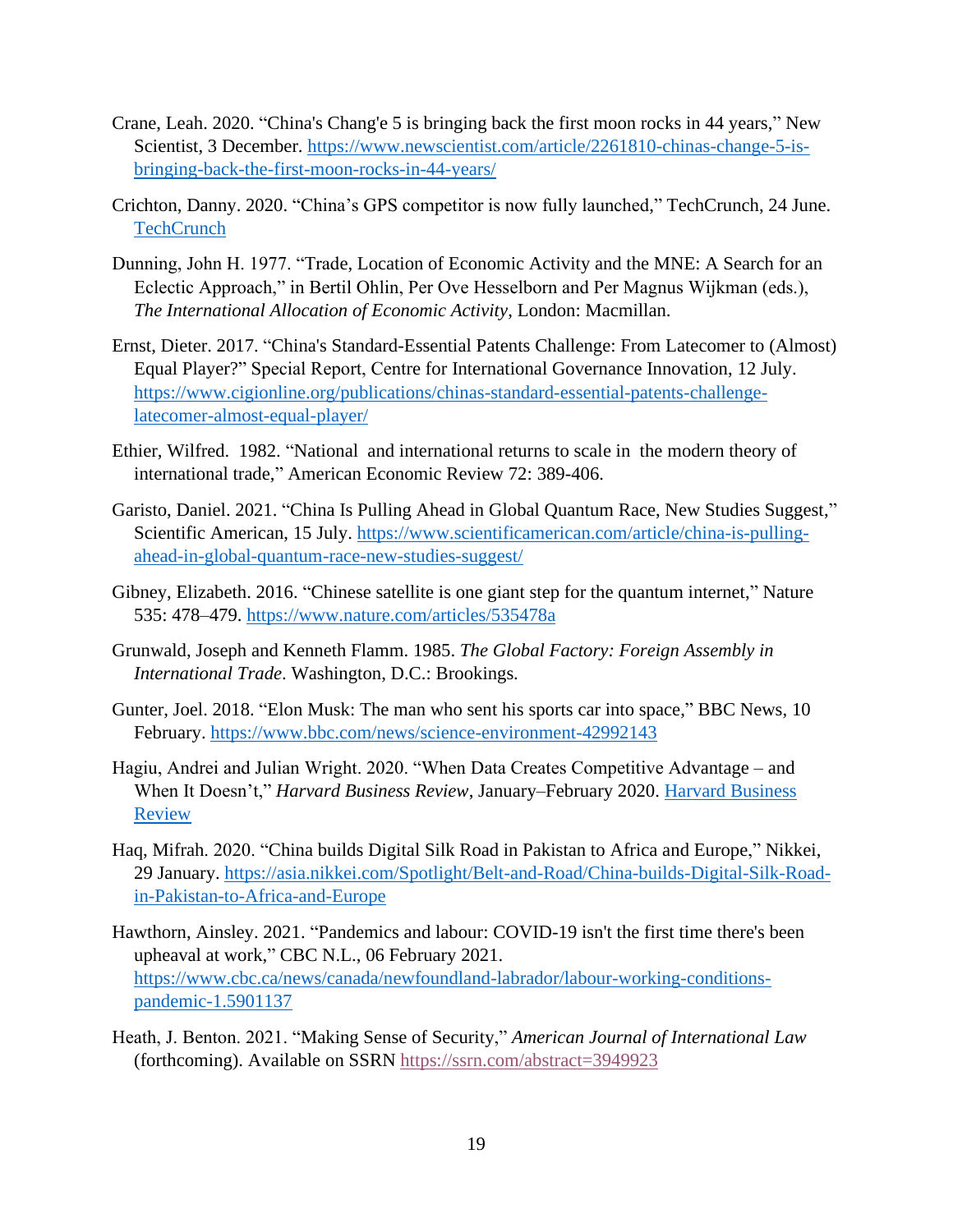Crane, Leah. 2020. "China's Chang'e 5 is bringing back the first moon rocks in 44 years," New Scientist, 3 December. https://www.newscientist.com/article/2261810-chinas-change-5-is-bringing-back-the-first-moon-rocks-in-44-years/

Crichton, Danny. 2020. "China's GPS competitor is now fully launched," TechCrunch, 24 June. TechCrunch

Dunning, John H. 1977. "Trade, Location of Economic Activity and the MNE: A Search for an Eclectic Approach," in Bertil Ohlin, Per Ove Hesselborn and Per Magnus Wijkman (eds.), *The International Allocation of Economic Activity*, London: Macmillan.

Ernst, Dieter. 2017. "China's Standard-Essential Patents Challenge: From Latecomer to (Almost) Equal Player?" Special Report, Centre for International Governance Innovation, 12 July. https://www.cigionline.org/publications/chinas-standard-essential-patents-challenge-latecomer-almost-equal-player/

Ethier, Wilfred. 1982. "National and international returns to scale in the modern theory of international trade," American Economic Review 72: 389-406.

Garisto, Daniel. 2021. "China Is Pulling Ahead in Global Quantum Race, New Studies Suggest," Scientific American, 15 July. https://www.scientificamerican.com/article/china-is-pulling-ahead-in-global-quantum-race-new-studies-suggest/

Gibney, Elizabeth. 2016. "Chinese satellite is one giant step for the quantum internet," Nature 535: 478–479. https://www.nature.com/articles/535478a

Grunwald, Joseph and Kenneth Flamm. 1985. *The Global Factory: Foreign Assembly in International Trade*. Washington, D.C.: Brookings.

Gunter, Joel. 2018. "Elon Musk: The man who sent his sports car into space," BBC News, 10 February. https://www.bbc.com/news/science-environment-42992143

Hagiu, Andrei and Julian Wright. 2020. "When Data Creates Competitive Advantage – and When It Doesn't," *Harvard Business Review*, January–February 2020. Harvard Business Review

Haq, Mifrah. 2020. "China builds Digital Silk Road in Pakistan to Africa and Europe," Nikkei, 29 January. https://asia.nikkei.com/Spotlight/Belt-and-Road/China-builds-Digital-Silk-Road-in-Pakistan-to-Africa-and-Europe

Hawthorn, Ainsley. 2021. "Pandemics and labour: COVID-19 isn't the first time there's been upheaval at work," CBC N.L., 06 February 2021. https://www.cbc.ca/news/canada/newfoundland-labrador/labour-working-conditions-pandemic-1.5901137

Heath, J. Benton. 2021. "Making Sense of Security," *American Journal of International Law* (forthcoming). Available on SSRN https://ssrn.com/abstract=3949923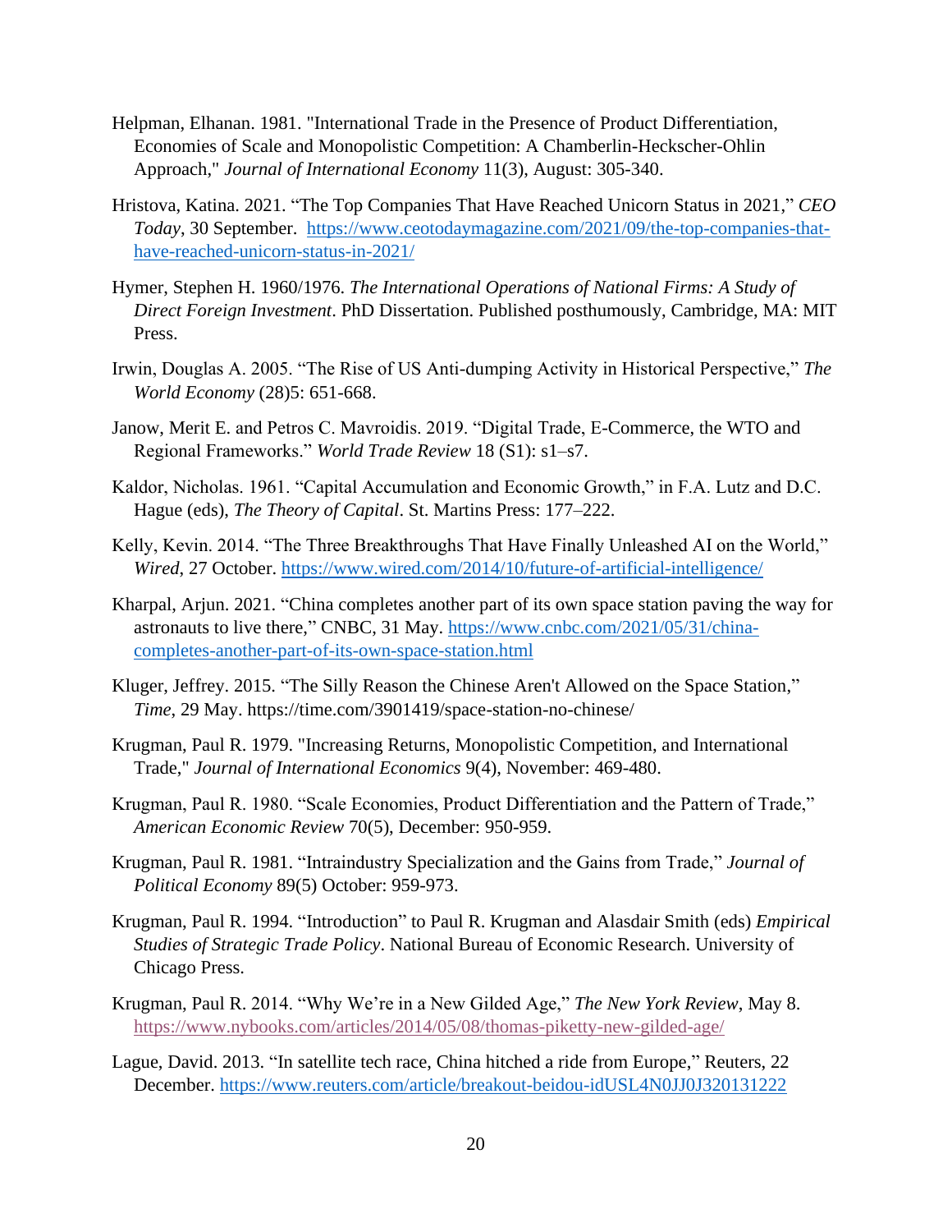Helpman, Elhanan. 1981. "International Trade in the Presence of Product Differentiation, Economies of Scale and Monopolistic Competition: A Chamberlin-Heckscher-Ohlin Approach," *Journal of International Economy* 11(3), August: 305-340.

Hristova, Katina. 2021. "The Top Companies That Have Reached Unicorn Status in 2021," *CEO Today*, 30 September. https://www.ceotodaymagazine.com/2021/09/the-top-companies-that-have-reached-unicorn-status-in-2021/

Hymer, Stephen H. 1960/1976. *The International Operations of National Firms: A Study of Direct Foreign Investment*. PhD Dissertation. Published posthumously, Cambridge, MA: MIT Press.

Irwin, Douglas A. 2005. "The Rise of US Anti-dumping Activity in Historical Perspective," *The World Economy* (28)5: 651-668.

Janow, Merit E. and Petros C. Mavroidis. 2019. "Digital Trade, E-Commerce, the WTO and Regional Frameworks." *World Trade Review* 18 (S1): s1–s7.

Kaldor, Nicholas. 1961. "Capital Accumulation and Economic Growth," in F.A. Lutz and D.C. Hague (eds), *The Theory of Capital*. St. Martins Press: 177–222.

Kelly, Kevin. 2014. "The Three Breakthroughs That Have Finally Unleashed AI on the World," *Wired*, 27 October. https://www.wired.com/2014/10/future-of-artificial-intelligence/

Kharpal, Arjun. 2021. "China completes another part of its own space station paving the way for astronauts to live there," CNBC, 31 May. https://www.cnbc.com/2021/05/31/china-completes-another-part-of-its-own-space-station.html

Kluger, Jeffrey. 2015. "The Silly Reason the Chinese Aren't Allowed on the Space Station," *Time*, 29 May. https://time.com/3901419/space-station-no-chinese/

Krugman, Paul R. 1979. "Increasing Returns, Monopolistic Competition, and International Trade," *Journal of International Economics* 9(4), November: 469-480.

Krugman, Paul R. 1980. "Scale Economies, Product Differentiation and the Pattern of Trade," *American Economic Review* 70(5), December: 950-959.

Krugman, Paul R. 1981. "Intraindustry Specialization and the Gains from Trade," *Journal of Political Economy* 89(5) October: 959-973.

Krugman, Paul R. 1994. "Introduction" to Paul R. Krugman and Alasdair Smith (eds) *Empirical Studies of Strategic Trade Policy*. National Bureau of Economic Research. University of Chicago Press.

Krugman, Paul R. 2014. "Why We're in a New Gilded Age," *The New York Review*, May 8. https://www.nybooks.com/articles/2014/05/08/thomas-piketty-new-gilded-age/

Lague, David. 2013. "In satellite tech race, China hitched a ride from Europe," Reuters, 22 December. https://www.reuters.com/article/breakout-beidou-idUSL4N0JJ0J320131222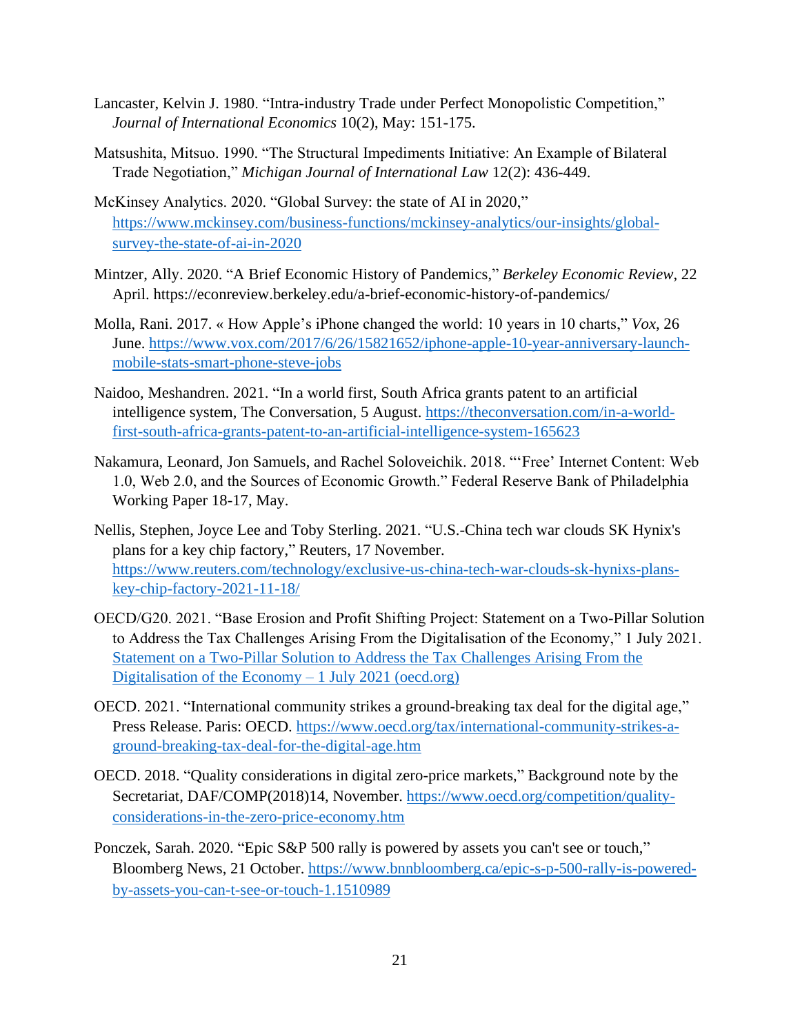Lancaster, Kelvin J. 1980. "Intra-industry Trade under Perfect Monopolistic Competition," *Journal of International Economics* 10(2), May: 151-175.

Matsushita, Mitsuo. 1990. "The Structural Impediments Initiative: An Example of Bilateral Trade Negotiation," *Michigan Journal of International Law* 12(2): 436-449.

McKinsey Analytics. 2020. "Global Survey: the state of AI in 2020," https://www.mckinsey.com/business-functions/mckinsey-analytics/our-insights/global-survey-the-state-of-ai-in-2020

Mintzer, Ally. 2020. "A Brief Economic History of Pandemics," *Berkeley Economic Review*, 22 April. https://econreview.berkeley.edu/a-brief-economic-history-of-pandemics/

Molla, Rani. 2017. « How Apple's iPhone changed the world: 10 years in 10 charts," *Vox*, 26 June. https://www.vox.com/2017/6/26/15821652/iphone-apple-10-year-anniversary-launch-mobile-stats-smart-phone-steve-jobs

Naidoo, Meshandren. 2021. "In a world first, South Africa grants patent to an artificial intelligence system, The Conversation, 5 August. https://theconversation.com/in-a-world-first-south-africa-grants-patent-to-an-artificial-intelligence-system-165623

Nakamura, Leonard, Jon Samuels, and Rachel Soloveichik. 2018. "'Free' Internet Content: Web 1.0, Web 2.0, and the Sources of Economic Growth." Federal Reserve Bank of Philadelphia Working Paper 18-17, May.

Nellis, Stephen, Joyce Lee and Toby Sterling. 2021. "U.S.-China tech war clouds SK Hynix's plans for a key chip factory," Reuters, 17 November. https://www.reuters.com/technology/exclusive-us-china-tech-war-clouds-sk-hynixs-plans-key-chip-factory-2021-11-18/

OECD/G20. 2021. "Base Erosion and Profit Shifting Project: Statement on a Two-Pillar Solution to Address the Tax Challenges Arising From the Digitalisation of the Economy," 1 July 2021. Statement on a Two-Pillar Solution to Address the Tax Challenges Arising From the Digitalisation of the Economy – 1 July 2021 (oecd.org)

OECD. 2021. "International community strikes a ground-breaking tax deal for the digital age," Press Release. Paris: OECD. https://www.oecd.org/tax/international-community-strikes-a-ground-breaking-tax-deal-for-the-digital-age.htm

OECD. 2018. "Quality considerations in digital zero-price markets," Background note by the Secretariat, DAF/COMP(2018)14, November. https://www.oecd.org/competition/quality-considerations-in-the-zero-price-economy.htm

Ponczek, Sarah. 2020. "Epic S&P 500 rally is powered by assets you can't see or touch," Bloomberg News, 21 October. https://www.bnnbloomberg.ca/epic-s-p-500-rally-is-powered-by-assets-you-can-t-see-or-touch-1.1510989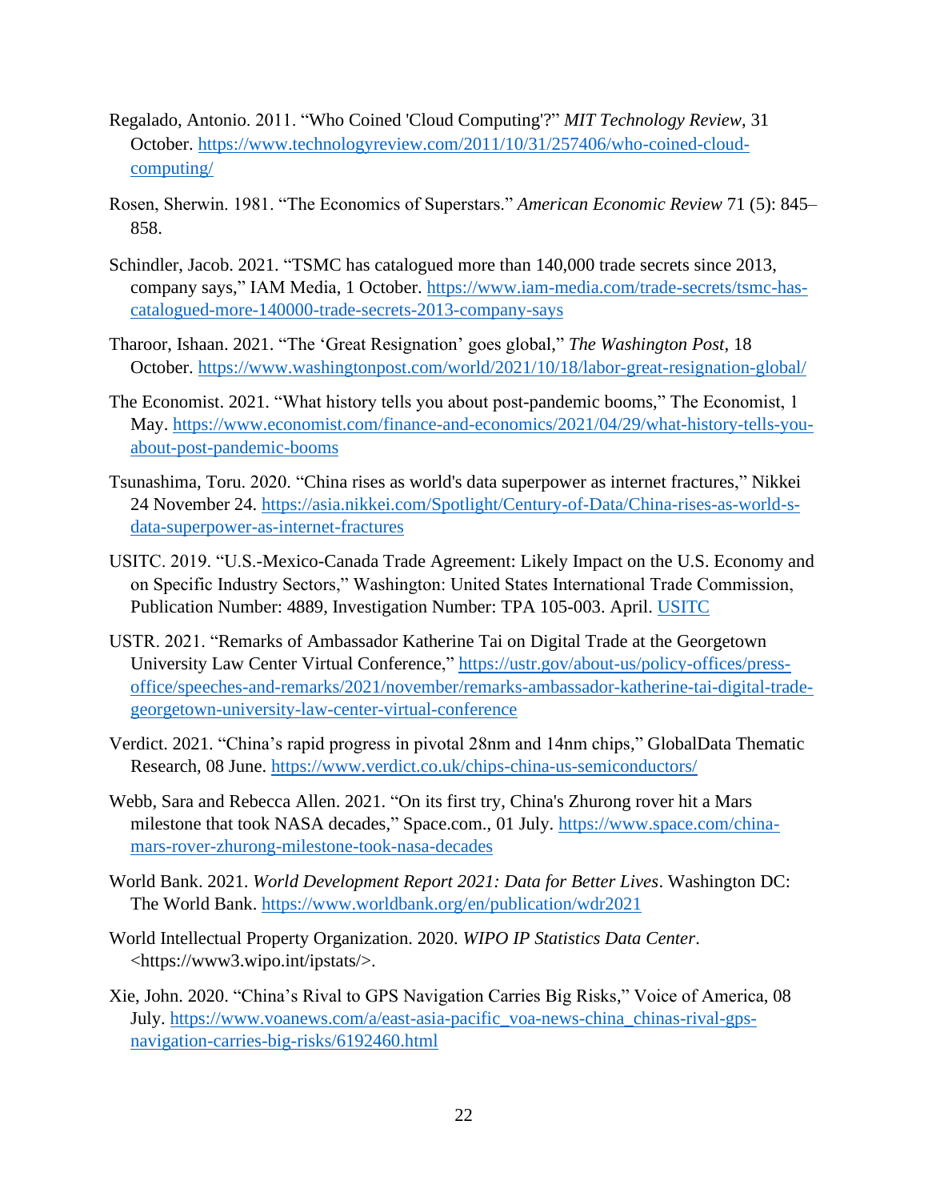Regalado, Antonio. 2011. "Who Coined 'Cloud Computing'?" *MIT Technology Review*, 31 October. https://www.technologyreview.com/2011/10/31/257406/who-coined-cloud-computing/

Rosen, Sherwin. 1981. "The Economics of Superstars." *American Economic Review* 71 (5): 845–858.

Schindler, Jacob. 2021. "TSMC has catalogued more than 140,000 trade secrets since 2013, company says," IAM Media, 1 October. https://www.iam-media.com/trade-secrets/tsmc-has-catalogued-more-140000-trade-secrets-2013-company-says

Tharoor, Ishaan. 2021. "The 'Great Resignation' goes global," *The Washington Post*, 18 October. https://www.washingtonpost.com/world/2021/10/18/labor-great-resignation-global/

The Economist. 2021. "What history tells you about post-pandemic booms," The Economist, 1 May. https://www.economist.com/finance-and-economics/2021/04/29/what-history-tells-you-about-post-pandemic-booms

Tsunashima, Toru. 2020. "China rises as world's data superpower as internet fractures," Nikkei 24 November 24. https://asia.nikkei.com/Spotlight/Century-of-Data/China-rises-as-world-s-data-superpower-as-internet-fractures

USITC. 2019. "U.S.-Mexico-Canada Trade Agreement: Likely Impact on the U.S. Economy and on Specific Industry Sectors," Washington: United States International Trade Commission, Publication Number: 4889, Investigation Number: TPA 105-003. April. USITC

USTR. 2021. "Remarks of Ambassador Katherine Tai on Digital Trade at the Georgetown University Law Center Virtual Conference," https://ustr.gov/about-us/policy-offices/press-office/speeches-and-remarks/2021/november/remarks-ambassador-katherine-tai-digital-trade-georgetown-university-law-center-virtual-conference

Verdict. 2021. "China's rapid progress in pivotal 28nm and 14nm chips," GlobalData Thematic Research, 08 June. https://www.verdict.co.uk/chips-china-us-semiconductors/

Webb, Sara and Rebecca Allen. 2021. "On its first try, China's Zhurong rover hit a Mars milestone that took NASA decades," Space.com., 01 July. https://www.space.com/china-mars-rover-zhurong-milestone-took-nasa-decades

World Bank. 2021. *World Development Report 2021: Data for Better Lives*. Washington DC: The World Bank. https://www.worldbank.org/en/publication/wdr2021

World Intellectual Property Organization. 2020. *WIPO IP Statistics Data Center*. <https://www3.wipo.int/ipstats/>.

Xie, John. 2020. "China's Rival to GPS Navigation Carries Big Risks," Voice of America, 08 July. https://www.voanews.com/a/east-asia-pacific_voa-news-china_chinas-rival-gps-navigation-carries-big-risks/6192460.html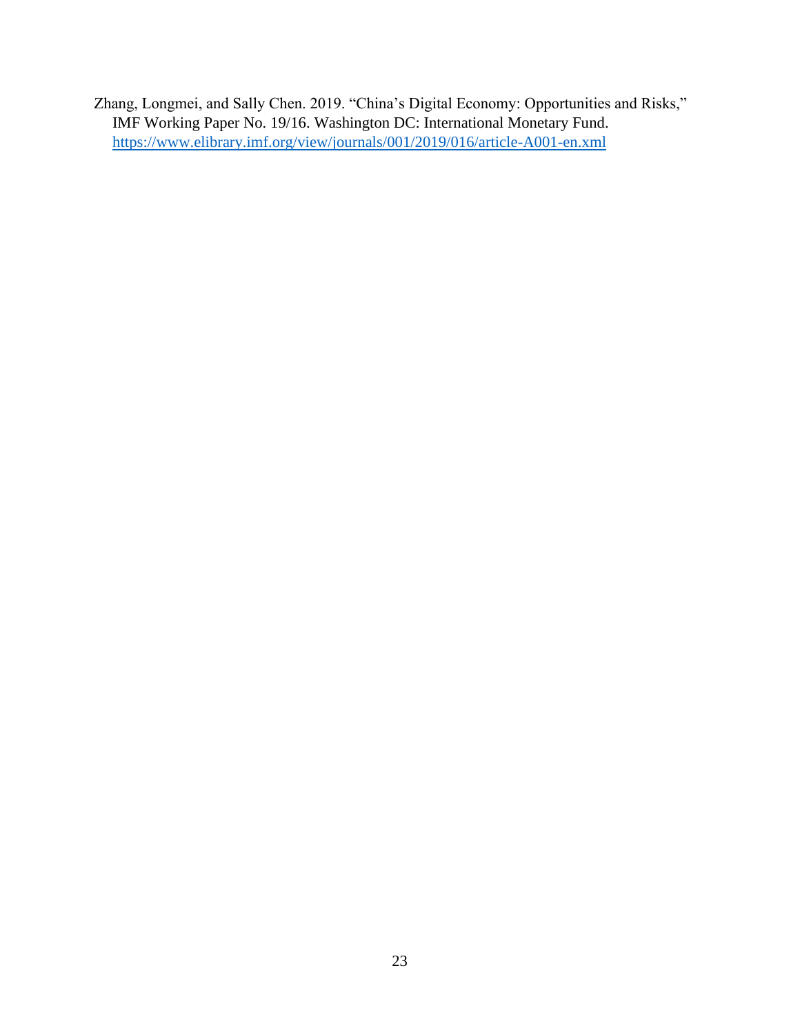Zhang, Longmei, and Sally Chen. 2019. "China's Digital Economy: Opportunities and Risks," IMF Working Paper No. 19/16. Washington DC: International Monetary Fund. https://www.elibrary.imf.org/view/journals/001/2019/016/article-A001-en.xml